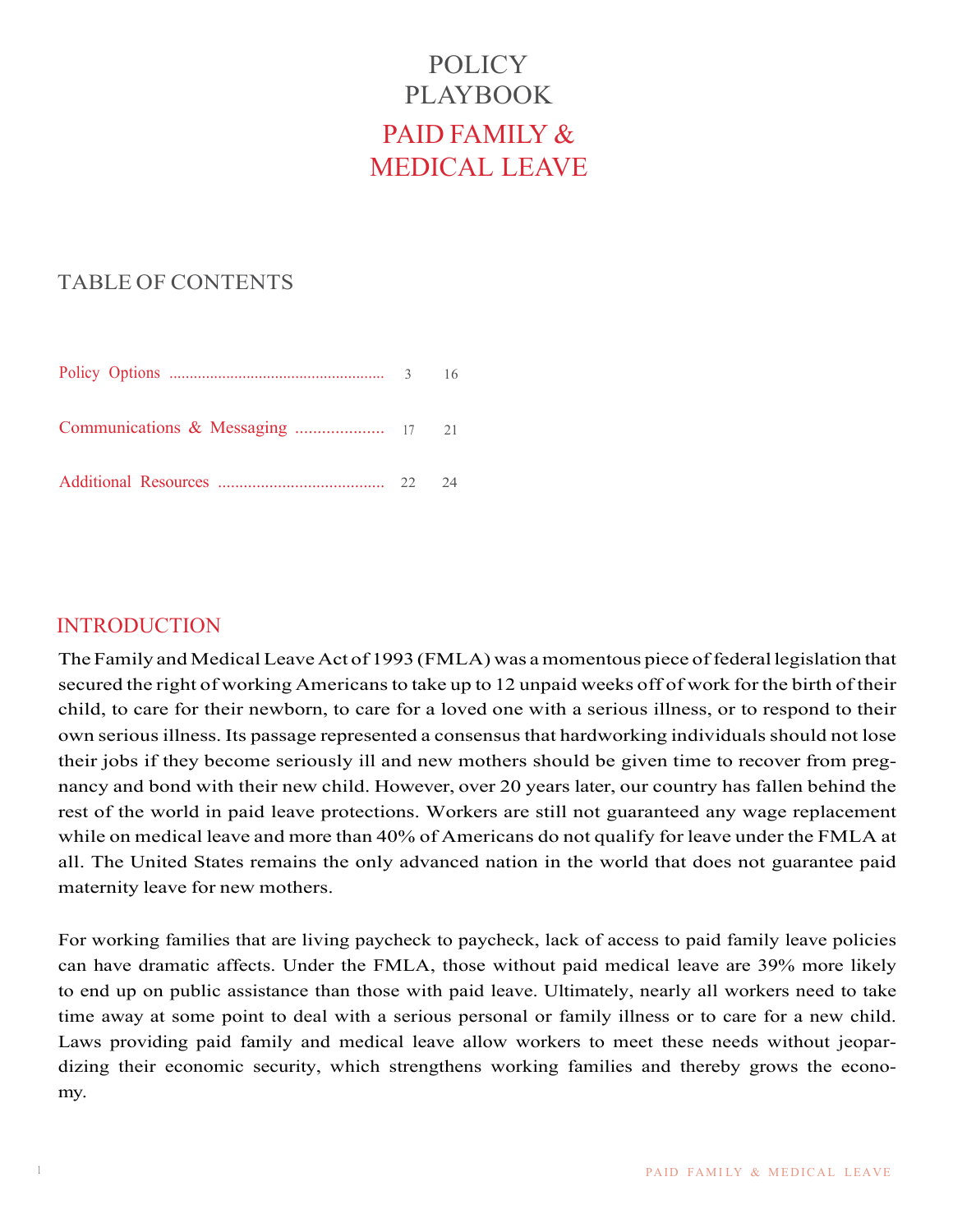# POLICY PLAYBOOK

# PAID FAMILY & MEDICAL LEAVE

## TABLE OF CONTENTS

| | | |
|---|---|---|
| Policy Options | 3 | 16 |
| Communications & Messaging | 17 | 21 |
| Additional Resources | 22 | 24 |

## INTRODUCTION

The Family and Medical Leave Act of 1993 (FMLA) was a momentous piece of federal legislation that secured the right of working Americans to take up to 12 unpaid weeks off of work for the birth of their child, to care for their newborn, to care for a loved one with a serious illness, or to respond to their own serious illness. Its passage represented a consensus that hardworking individuals should not lose their jobs if they become seriously ill and new mothers should be given time to recover from pregnancy and bond with their new child. However, over 20 years later, our country has fallen behind the rest of the world in paid leave protections. Workers are still not guaranteed any wage replacement while on medical leave and more than 40% of Americans do not qualify for leave under the FMLA at all. The United States remains the only advanced nation in the world that does not guarantee paid maternity leave for new mothers.

For working families that are living paycheck to paycheck, lack of access to paid family leave policies can have dramatic affects. Under the FMLA, those without paid medical leave are 39% more likely to end up on public assistance than those with paid leave. Ultimately, nearly all workers need to take time away at some point to deal with a serious personal or family illness or to care for a new child. Laws providing paid family and medical leave allow workers to meet these needs without jeopardizing their economic security, which strengthens working families and thereby grows the economy.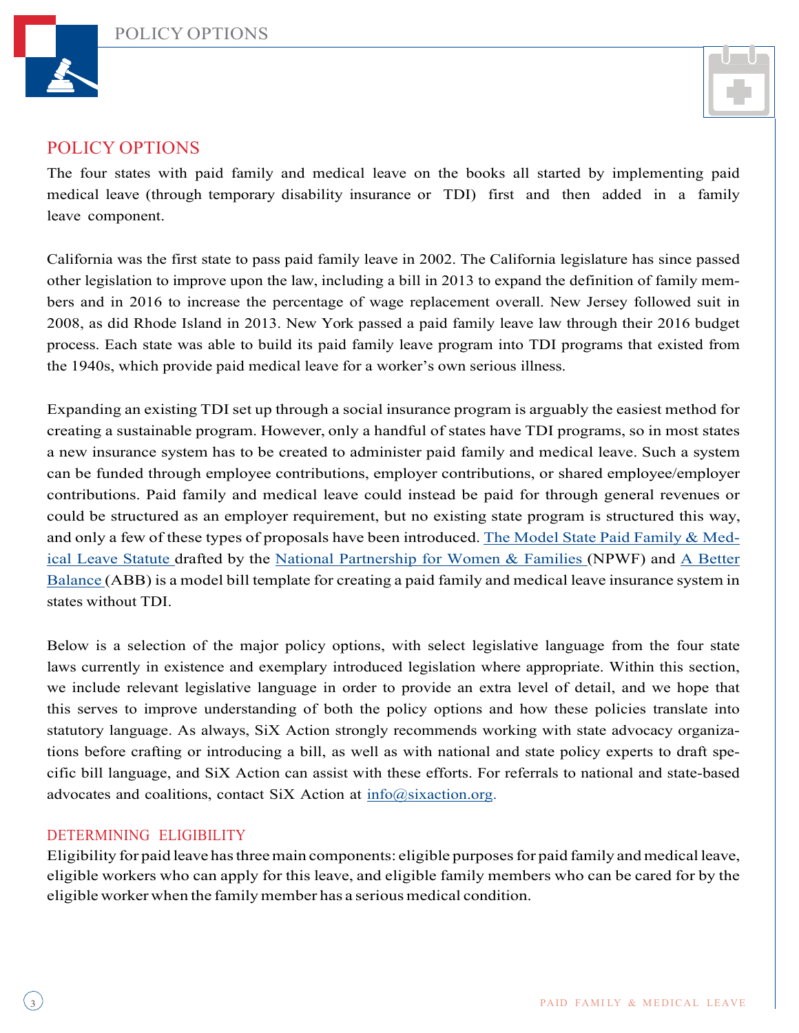## POLICY OPTIONS

The four states with paid family and medical leave on the books all started by implementing paid medical leave (through temporary disability insurance or TDI) first and then added in a family leave component.

California was the first state to pass paid family leave in 2002. The California legislature has since passed other legislation to improve upon the law, including a bill in 2013 to expand the definition of family members and in 2016 to increase the percentage of wage replacement overall. New Jersey followed suit in 2008, as did Rhode Island in 2013. New York passed a paid family leave law through their 2016 budget process. Each state was able to build its paid family leave program into TDI programs that existed from the 1940s, which provide paid medical leave for a worker's own serious illness.

Expanding an existing TDI set up through a social insurance program is arguably the easiest method for creating a sustainable program. However, only a handful of states have TDI programs, so in most states a new insurance system has to be created to administer paid family and medical leave. Such a system can be funded through employee contributions, employer contributions, or shared employee/employer contributions. Paid family and medical leave could instead be paid for through general revenues or could be structured as an employer requirement, but no existing state program is structured this way, and only a few of these types of proposals have been introduced. The Model State Paid Family & Medical Leave Statute drafted by the National Partnership for Women & Families (NPWF) and A Better Balance (ABB) is a model bill template for creating a paid family and medical leave insurance system in states without TDI.

Below is a selection of the major policy options, with select legislative language from the four state laws currently in existence and exemplary introduced legislation where appropriate. Within this section, we include relevant legislative language in order to provide an extra level of detail, and we hope that this serves to improve understanding of both the policy options and how these policies translate into statutory language. As always, SiX Action strongly recommends working with state advocacy organizations before crafting or introducing a bill, as well as with national and state policy experts to draft specific bill language, and SiX Action can assist with these efforts. For referrals to national and state-based advocates and coalitions, contact SiX Action at info@sixaction.org.

### DETERMINING ELIGIBILITY

Eligibility for paid leave has three main components: eligible purposes for paid family and medical leave, eligible workers who can apply for this leave, and eligible family members who can be cared for by the eligible worker when the family member has a serious medical condition.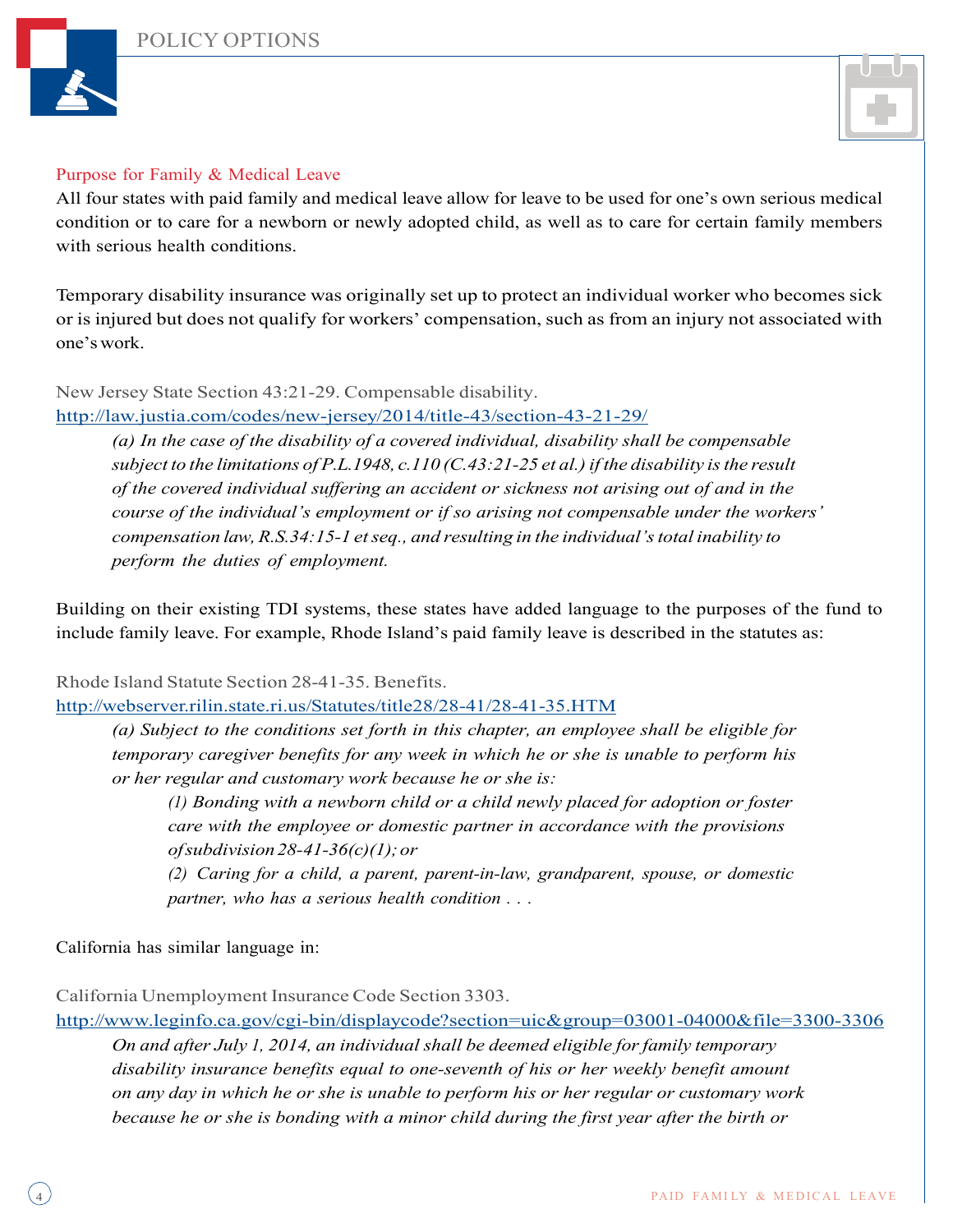### Purpose for Family & Medical Leave

All four states with paid family and medical leave allow for leave to be used for one's own serious medical condition or to care for a newborn or newly adopted child, as well as to care for certain family members with serious health conditions.

Temporary disability insurance was originally set up to protect an individual worker who becomes sick or is injured but does not qualify for workers' compensation, such as from an injury not associated with one's work.

New Jersey State Section 43:21-29. Compensable disability.
http://law.justia.com/codes/new-jersey/2014/title-43/section-43-21-29/

> *(a) In the case of the disability of a covered individual, disability shall be compensable subject to the limitations of P.L.1948, c.110 (C.43:21-25 et al.) if the disability is the result of the covered individual suffering an accident or sickness not arising out of and in the course of the individual's employment or if so arising not compensable under the workers' compensation law, R.S.34:15-1 et seq., and resulting in the individual's total inability to perform the duties of employment.*

Building on their existing TDI systems, these states have added language to the purposes of the fund to include family leave. For example, Rhode Island's paid family leave is described in the statutes as:

Rhode Island Statute Section 28-41-35. Benefits.
http://webserver.rilin.state.ri.us/Statutes/title28/28-41/28-41-35.HTM

> *(a) Subject to the conditions set forth in this chapter, an employee shall be eligible for temporary caregiver benefits for any week in which he or she is unable to perform his or her regular and customary work because he or she is:*
>
> > *(1) Bonding with a newborn child or a child newly placed for adoption or foster care with the employee or domestic partner in accordance with the provisions of subdivision 28-41-36(c)(1); or*
> >
> > *(2) Caring for a child, a parent, parent-in-law, grandparent, spouse, or domestic partner, who has a serious health condition . . .*

California has similar language in:

California Unemployment Insurance Code Section 3303.
http://www.leginfo.ca.gov/cgi-bin/displaycode?section=uic&group=03001-04000&file=3300-3306

> *On and after July 1, 2014, an individual shall be deemed eligible for family temporary disability insurance benefits equal to one-seventh of his or her weekly benefit amount on any day in which he or she is unable to perform his or her regular or customary work because he or she is bonding with a minor child during the first year after the birth or*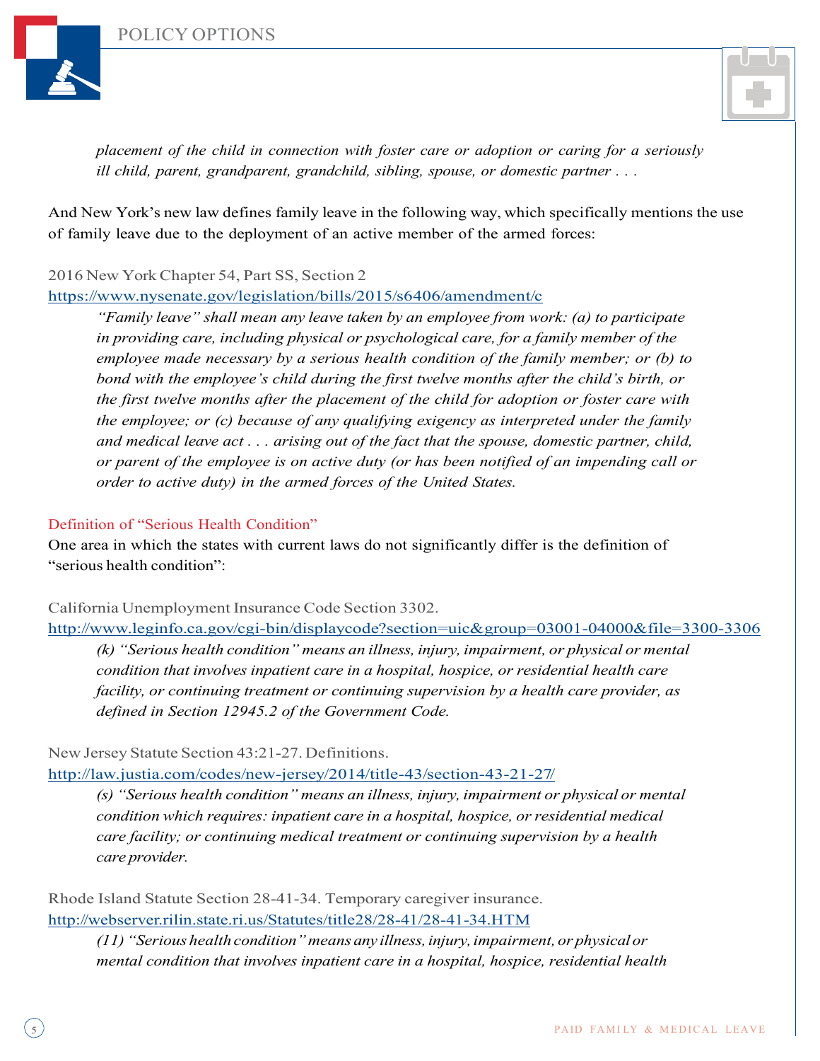*placement of the child in connection with foster care or adoption or caring for a seriously ill child, parent, grandparent, grandchild, sibling, spouse, or domestic partner . . .*

And New York's new law defines family leave in the following way, which specifically mentions the use of family leave due to the deployment of an active member of the armed forces:

2016 New York Chapter 54, Part SS, Section 2
https://www.nysenate.gov/legislation/bills/2015/s6406/amendment/c

> *"Family leave" shall mean any leave taken by an employee from work: (a) to participate in providing care, including physical or psychological care, for a family member of the employee made necessary by a serious health condition of the family member; or (b) to bond with the employee's child during the first twelve months after the child's birth, or the first twelve months after the placement of the child for adoption or foster care with the employee; or (c) because of any qualifying exigency as interpreted under the family and medical leave act . . . arising out of the fact that the spouse, domestic partner, child, or parent of the employee is on active duty (or has been notified of an impending call or order to active duty) in the armed forces of the United States.*

### Definition of "Serious Health Condition"

One area in which the states with current laws do not significantly differ is the definition of "serious health condition":

California Unemployment Insurance Code Section 3302.
http://www.leginfo.ca.gov/cgi-bin/displaycode?section=uic&group=03001-04000&file=3300-3306

> *(k) "Serious health condition" means an illness, injury, impairment, or physical or mental condition that involves inpatient care in a hospital, hospice, or residential health care facility, or continuing treatment or continuing supervision by a health care provider, as defined in Section 12945.2 of the Government Code.*

New Jersey Statute Section 43:21-27. Definitions.
http://law.justia.com/codes/new-jersey/2014/title-43/section-43-21-27/

> *(s) "Serious health condition" means an illness, injury, impairment or physical or mental condition which requires: inpatient care in a hospital, hospice, or residential medical care facility; or continuing medical treatment or continuing supervision by a health care provider.*

Rhode Island Statute Section 28-41-34. Temporary caregiver insurance.
http://webserver.rilin.state.ri.us/Statutes/title28/28-41/28-41-34.HTM

> *(11) "Serious health condition" means any illness, injury, impairment, or physical or mental condition that involves inpatient care in a hospital, hospice, residential health*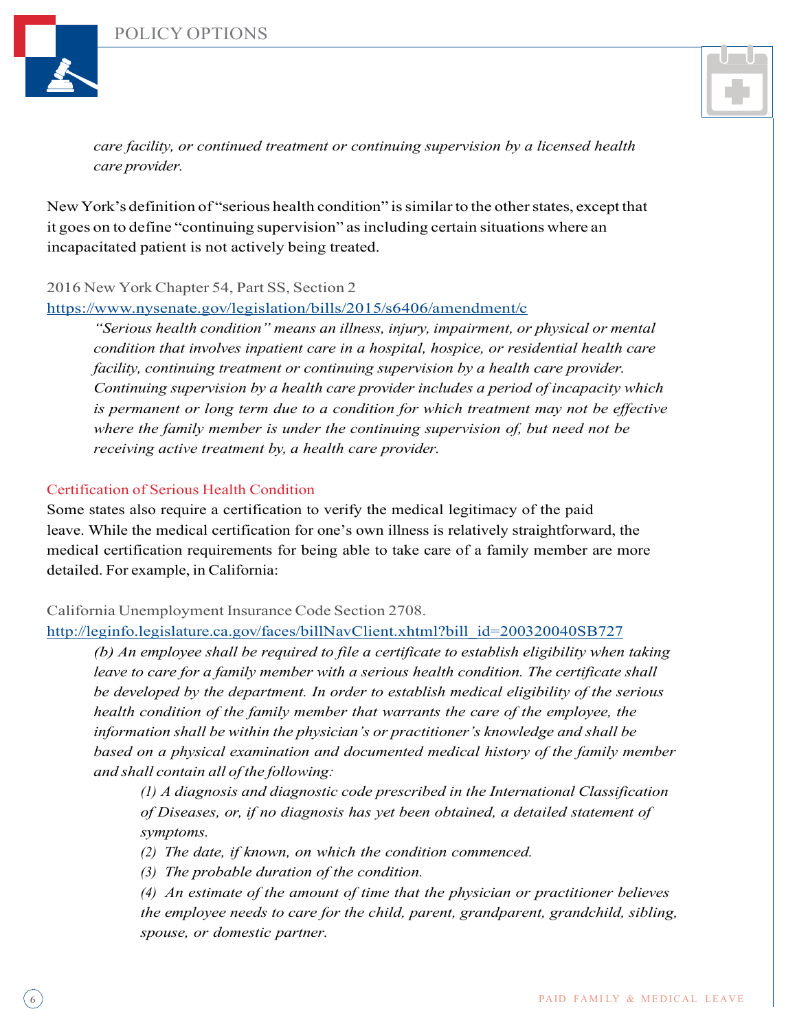> *care facility, or continued treatment or continuing supervision by a licensed health care provider.*

New York's definition of "serious health condition" is similar to the other states, except that it goes on to define "continuing supervision" as including certain situations where an incapacitated patient is not actively being treated.

2016 New York Chapter 54, Part SS, Section 2
https://www.nysenate.gov/legislation/bills/2015/s6406/amendment/c

> *"Serious health condition" means an illness, injury, impairment, or physical or mental condition that involves inpatient care in a hospital, hospice, or residential health care facility, continuing treatment or continuing supervision by a health care provider. Continuing supervision by a health care provider includes a period of incapacity which is permanent or long term due to a condition for which treatment may not be effective where the family member is under the continuing supervision of, but need not be receiving active treatment by, a health care provider.*

### Certification of Serious Health Condition

Some states also require a certification to verify the medical legitimacy of the paid leave. While the medical certification for one's own illness is relatively straightforward, the medical certification requirements for being able to take care of a family member are more detailed. For example, in California:

California Unemployment Insurance Code Section 2708.
http://leginfo.legislature.ca.gov/faces/billNavClient.xhtml?bill_id=200320040SB727

> *(b) An employee shall be required to file a certificate to establish eligibility when taking leave to care for a family member with a serious health condition. The certificate shall be developed by the department. In order to establish medical eligibility of the serious health condition of the family member that warrants the care of the employee, the information shall be within the physician's or practitioner's knowledge and shall be based on a physical examination and documented medical history of the family member and shall contain all of the following:*
>
> > *(1) A diagnosis and diagnostic code prescribed in the International Classification of Diseases, or, if no diagnosis has yet been obtained, a detailed statement of symptoms.*
> >
> > *(2) The date, if known, on which the condition commenced.*
> >
> > *(3) The probable duration of the condition.*
> >
> > *(4) An estimate of the amount of time that the physician or practitioner believes the employee needs to care for the child, parent, grandparent, grandchild, sibling, spouse, or domestic partner.*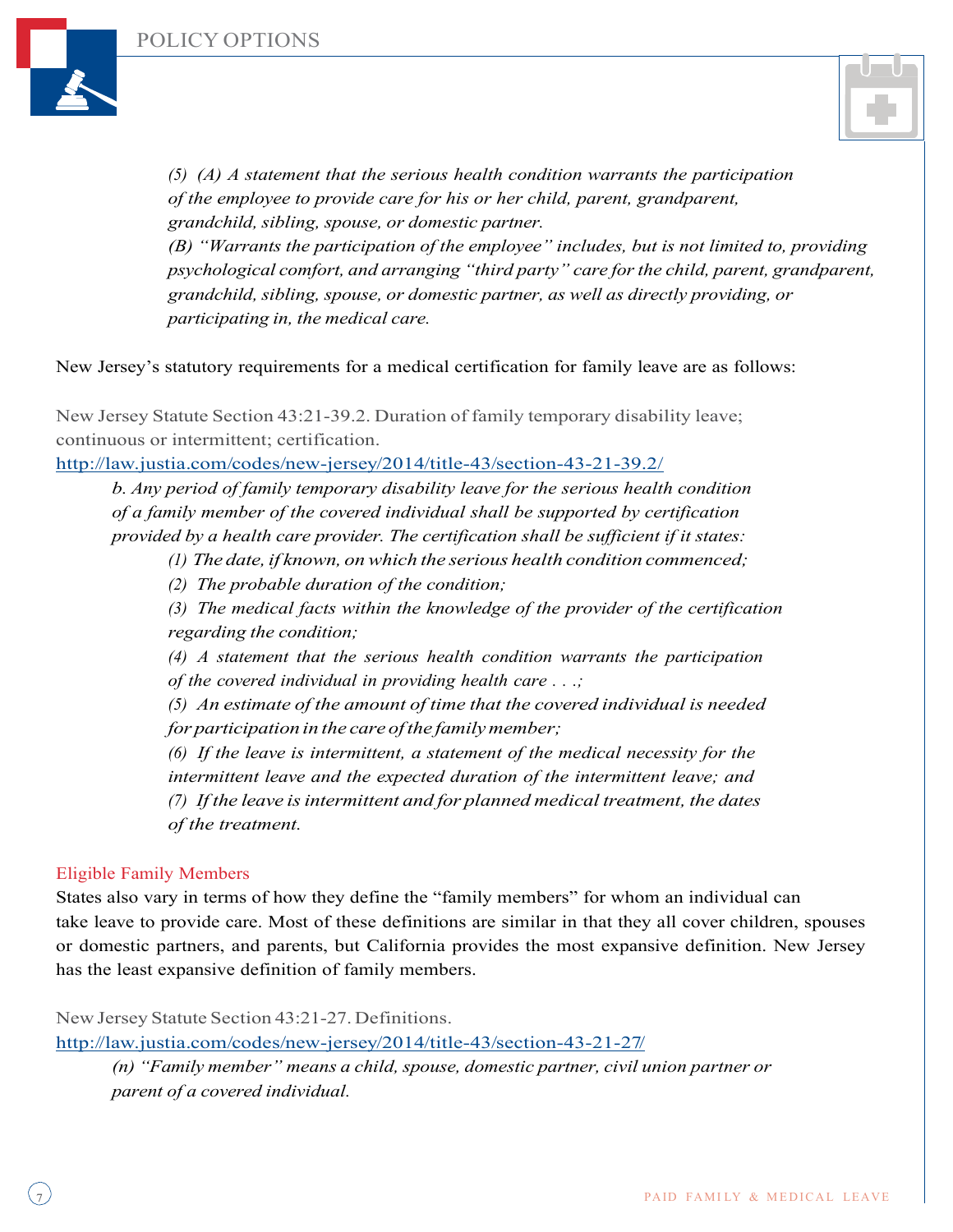> *(5) (A) A statement that the serious health condition warrants the participation of the employee to provide care for his or her child, parent, grandparent, grandchild, sibling, spouse, or domestic partner.*
> *(B) "Warrants the participation of the employee" includes, but is not limited to, providing psychological comfort, and arranging "third party" care for the child, parent, grandparent, grandchild, sibling, spouse, or domestic partner, as well as directly providing, or participating in, the medical care.*

New Jersey's statutory requirements for a medical certification for family leave are as follows:

New Jersey Statute Section 43:21-39.2. Duration of family temporary disability leave; continuous or intermittent; certification.
http://law.justia.com/codes/new-jersey/2014/title-43/section-43-21-39.2/

> *b. Any period of family temporary disability leave for the serious health condition of a family member of the covered individual shall be supported by certification provided by a health care provider. The certification shall be sufficient if it states:*
>
> *(1) The date, if known, on which the serious health condition commenced;*
>
> *(2) The probable duration of the condition;*
>
> *(3) The medical facts within the knowledge of the provider of the certification regarding the condition;*
>
> *(4) A statement that the serious health condition warrants the participation of the covered individual in providing health care . . .;*
>
> *(5) An estimate of the amount of time that the covered individual is needed for participation in the care of the family member;*
>
> *(6) If the leave is intermittent, a statement of the medical necessity for the intermittent leave and the expected duration of the intermittent leave; and*
>
> *(7) If the leave is intermittent and for planned medical treatment, the dates of the treatment.*

## Eligible Family Members

States also vary in terms of how they define the "family members" for whom an individual can take leave to provide care. Most of these definitions are similar in that they all cover children, spouses or domestic partners, and parents, but California provides the most expansive definition. New Jersey has the least expansive definition of family members.

New Jersey Statute Section 43:21-27. Definitions.
http://law.justia.com/codes/new-jersey/2014/title-43/section-43-21-27/

> *(n) "Family member" means a child, spouse, domestic partner, civil union partner or parent of a covered individual.*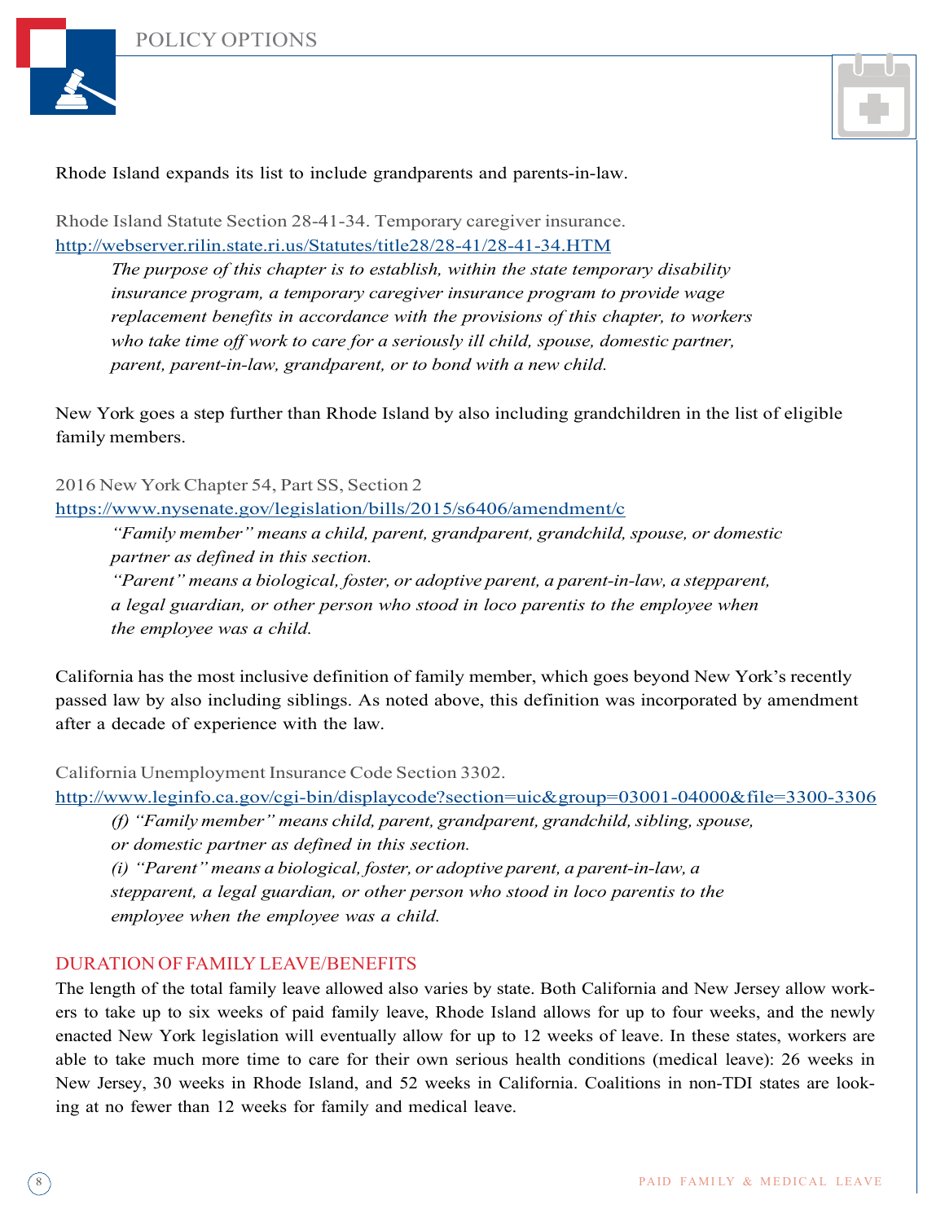Rhode Island expands its list to include grandparents and parents-in-law.

Rhode Island Statute Section 28-41-34. Temporary caregiver insurance.
http://webserver.rilin.state.ri.us/Statutes/title28/28-41/28-41-34.HTM

> *The purpose of this chapter is to establish, within the state temporary disability insurance program, a temporary caregiver insurance program to provide wage replacement benefits in accordance with the provisions of this chapter, to workers who take time off work to care for a seriously ill child, spouse, domestic partner, parent, parent-in-law, grandparent, or to bond with a new child.*

New York goes a step further than Rhode Island by also including grandchildren in the list of eligible family members.

2016 New York Chapter 54, Part SS, Section 2
https://www.nysenate.gov/legislation/bills/2015/s6406/amendment/c

> *"Family member" means a child, parent, grandparent, grandchild, spouse, or domestic partner as defined in this section.*
> *"Parent" means a biological, foster, or adoptive parent, a parent-in-law, a stepparent, a legal guardian, or other person who stood in loco parentis to the employee when the employee was a child.*

California has the most inclusive definition of family member, which goes beyond New York's recently passed law by also including siblings. As noted above, this definition was incorporated by amendment after a decade of experience with the law.

California Unemployment Insurance Code Section 3302.
http://www.leginfo.ca.gov/cgi-bin/displaycode?section=uic&group=03001-04000&file=3300-3306

> *(f) "Family member" means child, parent, grandparent, grandchild, sibling, spouse, or domestic partner as defined in this section.*
> *(i) "Parent" means a biological, foster, or adoptive parent, a parent-in-law, a stepparent, a legal guardian, or other person who stood in loco parentis to the employee when the employee was a child.*

## DURATION OF FAMILY LEAVE/BENEFITS

The length of the total family leave allowed also varies by state. Both California and New Jersey allow workers to take up to six weeks of paid family leave, Rhode Island allows for up to four weeks, and the newly enacted New York legislation will eventually allow for up to 12 weeks of leave. In these states, workers are able to take much more time to care for their own serious health conditions (medical leave): 26 weeks in New Jersey, 30 weeks in Rhode Island, and 52 weeks in California. Coalitions in non-TDI states are looking at no fewer than 12 weeks for family and medical leave.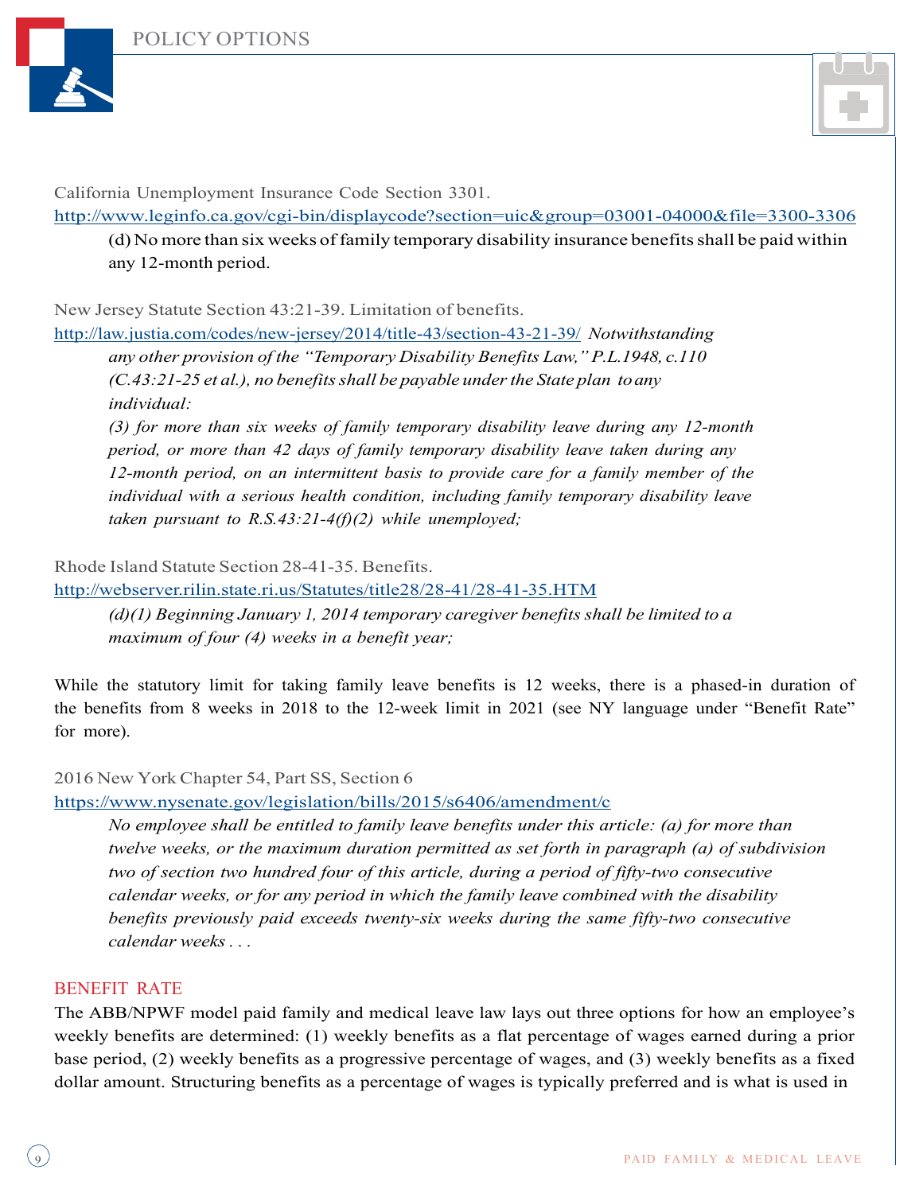California Unemployment Insurance Code Section 3301.
http://www.leginfo.ca.gov/cgi-bin/displaycode?section=uic&group=03001-04000&file=3300-3306

> (d) No more than six weeks of family temporary disability insurance benefits shall be paid within any 12-month period.

New Jersey Statute Section 43:21-39. Limitation of benefits.
http://law.justia.com/codes/new-jersey/2014/title-43/section-43-21-39/ *Notwithstanding any other provision of the "Temporary Disability Benefits Law," P.L.1948, c.110 (C.43:21-25 et al.), no benefits shall be payable under the State plan to any individual:*

> *(3) for more than six weeks of family temporary disability leave during any 12-month period, or more than 42 days of family temporary disability leave taken during any 12-month period, on an intermittent basis to provide care for a family member of the individual with a serious health condition, including family temporary disability leave taken pursuant to R.S.43:21-4(f)(2) while unemployed;*

Rhode Island Statute Section 28-41-35. Benefits.
http://webserver.rilin.state.ri.us/Statutes/title28/28-41/28-41-35.HTM

> *(d)(1) Beginning January 1, 2014 temporary caregiver benefits shall be limited to a maximum of four (4) weeks in a benefit year;*

While the statutory limit for taking family leave benefits is 12 weeks, there is a phased-in duration of the benefits from 8 weeks in 2018 to the 12-week limit in 2021 (see NY language under "Benefit Rate" for more).

2016 New York Chapter 54, Part SS, Section 6
https://www.nysenate.gov/legislation/bills/2015/s6406/amendment/c

> *No employee shall be entitled to family leave benefits under this article: (a) for more than twelve weeks, or the maximum duration permitted as set forth in paragraph (a) of subdivision two of section two hundred four of this article, during a period of fifty-two consecutive calendar weeks, or for any period in which the family leave combined with the disability benefits previously paid exceeds twenty-six weeks during the same fifty-two consecutive calendar weeks . . .*

## BENEFIT RATE

The ABB/NPWF model paid family and medical leave law lays out three options for how an employee's weekly benefits are determined: (1) weekly benefits as a flat percentage of wages earned during a prior base period, (2) weekly benefits as a progressive percentage of wages, and (3) weekly benefits as a fixed dollar amount. Structuring benefits as a percentage of wages is typically preferred and is what is used in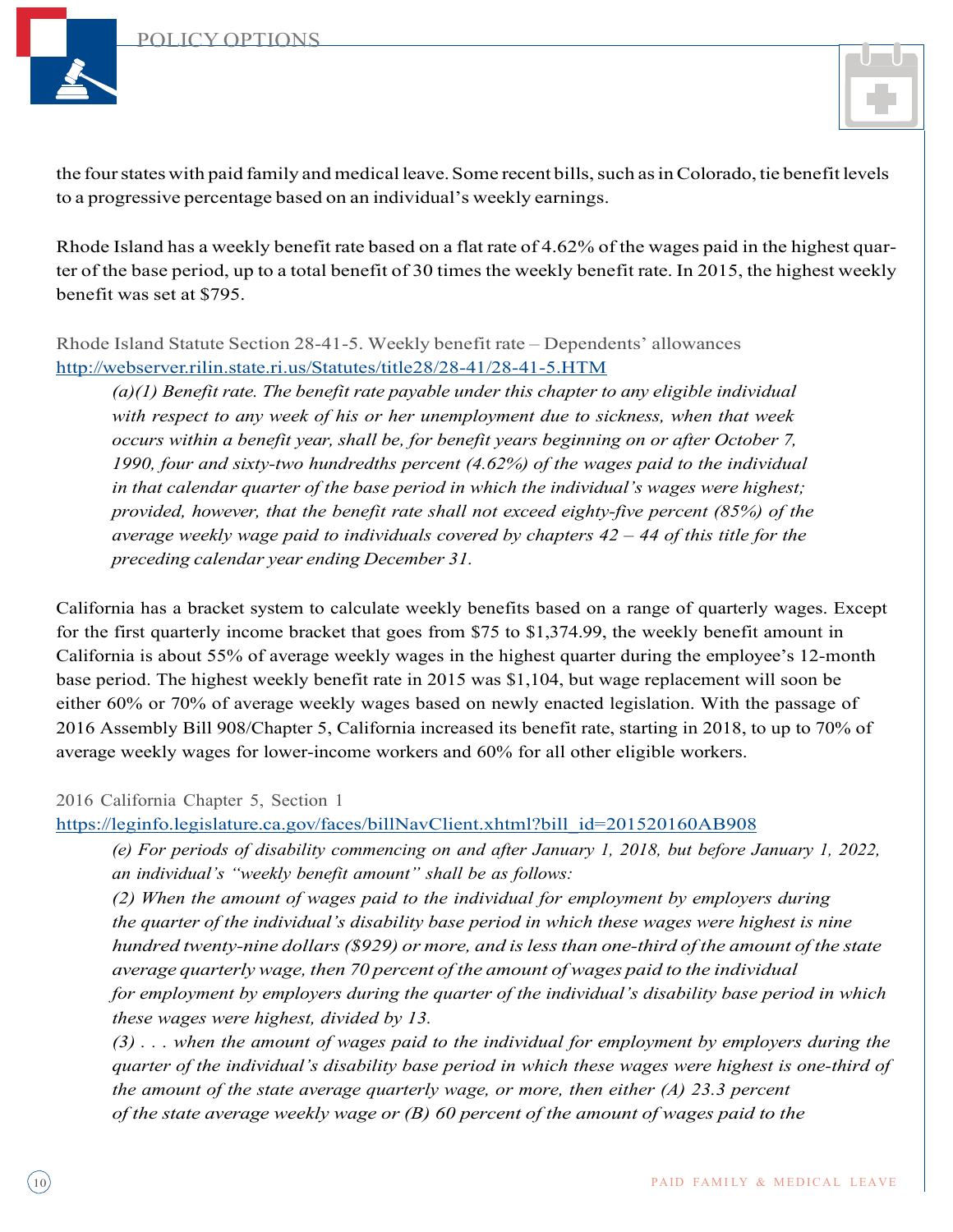the four states with paid family and medical leave. Some recent bills, such as in Colorado, tie benefit levels to a progressive percentage based on an individual's weekly earnings.

Rhode Island has a weekly benefit rate based on a flat rate of 4.62% of the wages paid in the highest quarter of the base period, up to a total benefit of 30 times the weekly benefit rate. In 2015, the highest weekly benefit was set at $795.

Rhode Island Statute Section 28-41-5. Weekly benefit rate – Dependents' allowances
http://webserver.rilin.state.ri.us/Statutes/title28/28-41/28-41-5.HTM

> *(a)(1) Benefit rate. The benefit rate payable under this chapter to any eligible individual with respect to any week of his or her unemployment due to sickness, when that week occurs within a benefit year, shall be, for benefit years beginning on or after October 7, 1990, four and sixty-two hundredths percent (4.62%) of the wages paid to the individual in that calendar quarter of the base period in which the individual's wages were highest; provided, however, that the benefit rate shall not exceed eighty-five percent (85%) of the average weekly wage paid to individuals covered by chapters 42 – 44 of this title for the preceding calendar year ending December 31.*

California has a bracket system to calculate weekly benefits based on a range of quarterly wages. Except for the first quarterly income bracket that goes from $75 to $1,374.99, the weekly benefit amount in California is about 55% of average weekly wages in the highest quarter during the employee's 12-month base period. The highest weekly benefit rate in 2015 was $1,104, but wage replacement will soon be either 60% or 70% of average weekly wages based on newly enacted legislation. With the passage of 2016 Assembly Bill 908/Chapter 5, California increased its benefit rate, starting in 2018, to up to 70% of average weekly wages for lower-income workers and 60% for all other eligible workers.

2016 California Chapter 5, Section 1
https://leginfo.legislature.ca.gov/faces/billNavClient.xhtml?bill_id=201520160AB908

> *(e) For periods of disability commencing on and after January 1, 2018, but before January 1, 2022, an individual's "weekly benefit amount" shall be as follows:*
>
> *(2) When the amount of wages paid to the individual for employment by employers during the quarter of the individual's disability base period in which these wages were highest is nine hundred twenty-nine dollars ($929) or more, and is less than one-third of the amount of the state average quarterly wage, then 70 percent of the amount of wages paid to the individual for employment by employers during the quarter of the individual's disability base period in which these wages were highest, divided by 13.*
>
> *(3) . . . when the amount of wages paid to the individual for employment by employers during the quarter of the individual's disability base period in which these wages were highest is one-third of the amount of the state average quarterly wage, or more, then either (A) 23.3 percent of the state average weekly wage or (B) 60 percent of the amount of wages paid to the*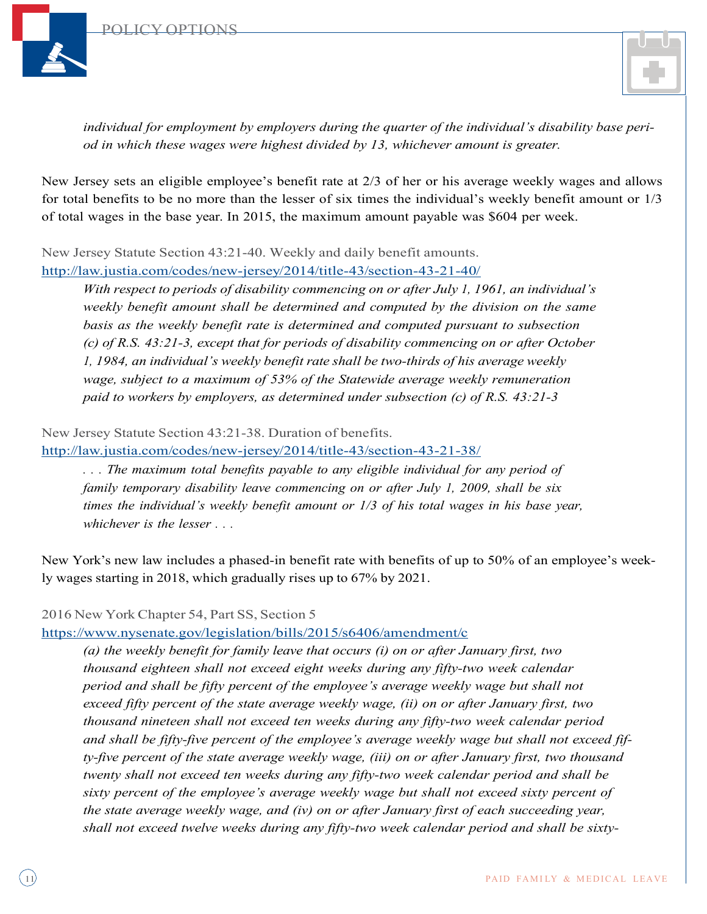*individual for employment by employers during the quarter of the individual's disability base period in which these wages were highest divided by 13, whichever amount is greater.*

New Jersey sets an eligible employee's benefit rate at 2/3 of her or his average weekly wages and allows for total benefits to be no more than the lesser of six times the individual's weekly benefit amount or 1/3 of total wages in the base year. In 2015, the maximum amount payable was $604 per week.

New Jersey Statute Section 43:21-40. Weekly and daily benefit amounts.
http://law.justia.com/codes/new-jersey/2014/title-43/section-43-21-40/

> *With respect to periods of disability commencing on or after July 1, 1961, an individual's weekly benefit amount shall be determined and computed by the division on the same basis as the weekly benefit rate is determined and computed pursuant to subsection (c) of R.S. 43:21-3, except that for periods of disability commencing on or after October 1, 1984, an individual's weekly benefit rate shall be two-thirds of his average weekly wage, subject to a maximum of 53% of the Statewide average weekly remuneration paid to workers by employers, as determined under subsection (c) of R.S. 43:21-3*

New Jersey Statute Section 43:21-38. Duration of benefits.
http://law.justia.com/codes/new-jersey/2014/title-43/section-43-21-38/

> *. . . The maximum total benefits payable to any eligible individual for any period of family temporary disability leave commencing on or after July 1, 2009, shall be six times the individual's weekly benefit amount or 1/3 of his total wages in his base year, whichever is the lesser . . .*

New York's new law includes a phased-in benefit rate with benefits of up to 50% of an employee's weekly wages starting in 2018, which gradually rises up to 67% by 2021.

2016 New York Chapter 54, Part SS, Section 5
https://www.nysenate.gov/legislation/bills/2015/s6406/amendment/c

> *(a) the weekly benefit for family leave that occurs (i) on or after January first, two thousand eighteen shall not exceed eight weeks during any fifty-two week calendar period and shall be fifty percent of the employee's average weekly wage but shall not exceed fifty percent of the state average weekly wage, (ii) on or after January first, two thousand nineteen shall not exceed ten weeks during any fifty-two week calendar period and shall be fifty-five percent of the employee's average weekly wage but shall not exceed fifty-five percent of the state average weekly wage, (iii) on or after January first, two thousand twenty shall not exceed ten weeks during any fifty-two week calendar period and shall be sixty percent of the employee's average weekly wage but shall not exceed sixty percent of the state average weekly wage, and (iv) on or after January first of each succeeding year, shall not exceed twelve weeks during any fifty-two week calendar period and shall be sixty-*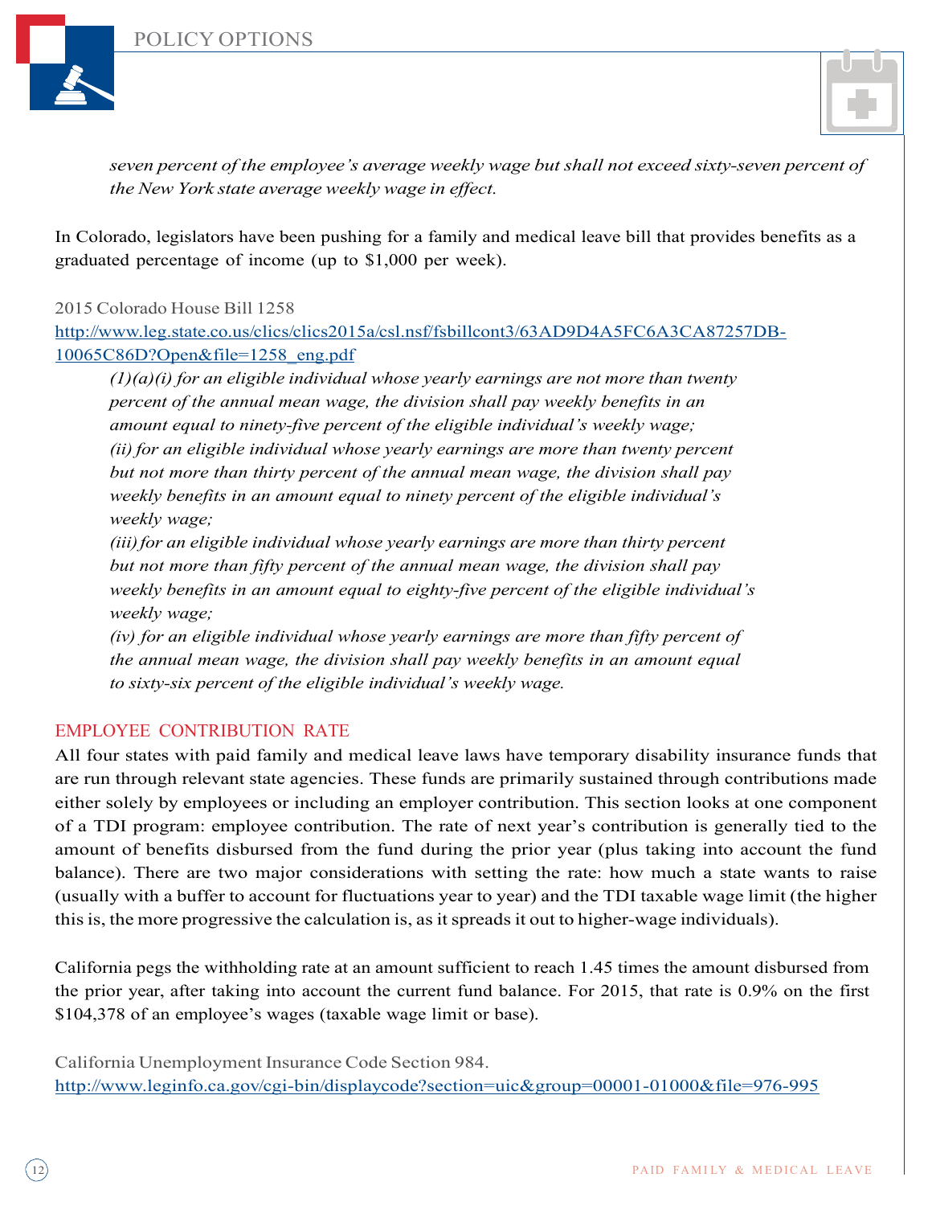*seven percent of the employee's average weekly wage but shall not exceed sixty-seven percent of the New York state average weekly wage in effect.*

In Colorado, legislators have been pushing for a family and medical leave bill that provides benefits as a graduated percentage of income (up to $1,000 per week).

2015 Colorado House Bill 1258
http://www.leg.state.co.us/clics/clics2015a/csl.nsf/fsbillcont3/63AD9D4A5FC6A3CA87257DB-10065C86D?Open&file=1258_eng.pdf

> *(1)(a)(i) for an eligible individual whose yearly earnings are not more than twenty percent of the annual mean wage, the division shall pay weekly benefits in an amount equal to ninety-five percent of the eligible individual's weekly wage;*
> *(ii) for an eligible individual whose yearly earnings are more than twenty percent but not more than thirty percent of the annual mean wage, the division shall pay weekly benefits in an amount equal to ninety percent of the eligible individual's weekly wage;*
> *(iii) for an eligible individual whose yearly earnings are more than thirty percent but not more than fifty percent of the annual mean wage, the division shall pay weekly benefits in an amount equal to eighty-five percent of the eligible individual's weekly wage;*
> *(iv) for an eligible individual whose yearly earnings are more than fifty percent of the annual mean wage, the division shall pay weekly benefits in an amount equal to sixty-six percent of the eligible individual's weekly wage.*

## EMPLOYEE CONTRIBUTION RATE

All four states with paid family and medical leave laws have temporary disability insurance funds that are run through relevant state agencies. These funds are primarily sustained through contributions made either solely by employees or including an employer contribution. This section looks at one component of a TDI program: employee contribution. The rate of next year's contribution is generally tied to the amount of benefits disbursed from the fund during the prior year (plus taking into account the fund balance). There are two major considerations with setting the rate: how much a state wants to raise (usually with a buffer to account for fluctuations year to year) and the TDI taxable wage limit (the higher this is, the more progressive the calculation is, as it spreads it out to higher-wage individuals).

California pegs the withholding rate at an amount sufficient to reach 1.45 times the amount disbursed from the prior year, after taking into account the current fund balance. For 2015, that rate is 0.9% on the first $104,378 of an employee's wages (taxable wage limit or base).

California Unemployment Insurance Code Section 984.
http://www.leginfo.ca.gov/cgi-bin/displaycode?section=uic&group=00001-01000&file=976-995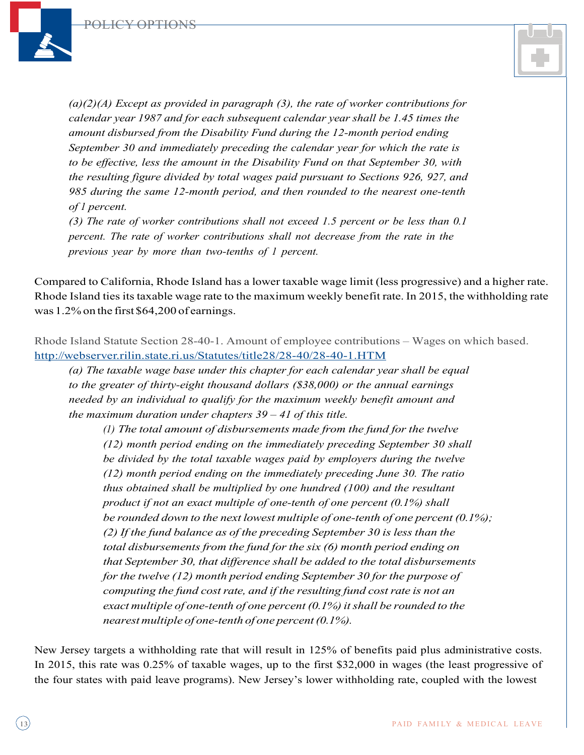*(a)(2)(A) Except as provided in paragraph (3), the rate of worker contributions for calendar year 1987 and for each subsequent calendar year shall be 1.45 times the amount disbursed from the Disability Fund during the 12-month period ending September 30 and immediately preceding the calendar year for which the rate is to be effective, less the amount in the Disability Fund on that September 30, with the resulting figure divided by total wages paid pursuant to Sections 926, 927, and 985 during the same 12-month period, and then rounded to the nearest one-tenth of 1 percent.*

*(3) The rate of worker contributions shall not exceed 1.5 percent or be less than 0.1 percent. The rate of worker contributions shall not decrease from the rate in the previous year by more than two-tenths of 1 percent.*

Compared to California, Rhode Island has a lower taxable wage limit (less progressive) and a higher rate. Rhode Island ties its taxable wage rate to the maximum weekly benefit rate. In 2015, the withholding rate was 1.2% on the first $64,200 of earnings.

Rhode Island Statute Section 28-40-1. Amount of employee contributions – Wages on which based.
http://webserver.rilin.state.ri.us/Statutes/title28/28-40/28-40-1.HTM

*(a) The taxable wage base under this chapter for each calendar year shall be equal to the greater of thirty-eight thousand dollars ($38,000) or the annual earnings needed by an individual to qualify for the maximum weekly benefit amount and the maximum duration under chapters 39 – 41 of this title.*

*(1) The total amount of disbursements made from the fund for the twelve (12) month period ending on the immediately preceding September 30 shall be divided by the total taxable wages paid by employers during the twelve (12) month period ending on the immediately preceding June 30. The ratio thus obtained shall be multiplied by one hundred (100) and the resultant product if not an exact multiple of one-tenth of one percent (0.1%) shall be rounded down to the next lowest multiple of one-tenth of one percent (0.1%);*

*(2) If the fund balance as of the preceding September 30 is less than the total disbursements from the fund for the six (6) month period ending on that September 30, that difference shall be added to the total disbursements for the twelve (12) month period ending September 30 for the purpose of computing the fund cost rate, and if the resulting fund cost rate is not an exact multiple of one-tenth of one percent (0.1%) it shall be rounded to the nearest multiple of one-tenth of one percent (0.1%).*

New Jersey targets a withholding rate that will result in 125% of benefits paid plus administrative costs. In 2015, this rate was 0.25% of taxable wages, up to the first $32,000 in wages (the least progressive of the four states with paid leave programs). New Jersey's lower withholding rate, coupled with the lowest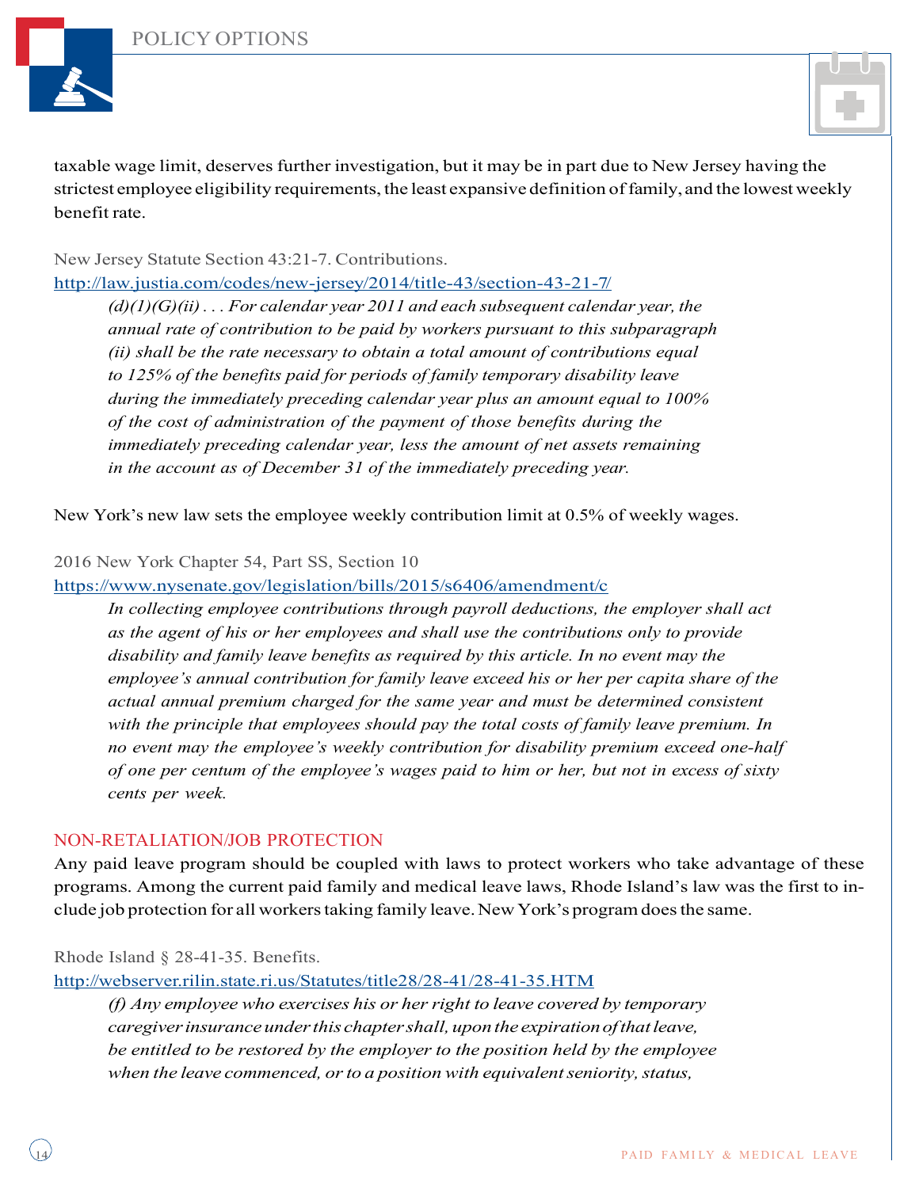taxable wage limit, deserves further investigation, but it may be in part due to New Jersey having the strictest employee eligibility requirements, the least expansive definition of family, and the lowest weekly benefit rate.

New Jersey Statute Section 43:21-7. Contributions.
[http://law.justia.com/codes/new-jersey/2014/title-43/section-43-21-7/](http://law.justia.com/codes/new-jersey/2014/title-43/section-43-21-7/)

> *(d)(1)(G)(ii) . . . For calendar year 2011 and each subsequent calendar year, the annual rate of contribution to be paid by workers pursuant to this subparagraph (ii) shall be the rate necessary to obtain a total amount of contributions equal to 125% of the benefits paid for periods of family temporary disability leave during the immediately preceding calendar year plus an amount equal to 100% of the cost of administration of the payment of those benefits during the immediately preceding calendar year, less the amount of net assets remaining in the account as of December 31 of the immediately preceding year.*

New York's new law sets the employee weekly contribution limit at 0.5% of weekly wages.

2016 New York Chapter 54, Part SS, Section 10
[https://www.nysenate.gov/legislation/bills/2015/s6406/amendment/c](https://www.nysenate.gov/legislation/bills/2015/s6406/amendment/c)

> *In collecting employee contributions through payroll deductions, the employer shall act as the agent of his or her employees and shall use the contributions only to provide disability and family leave benefits as required by this article. In no event may the employee's annual contribution for family leave exceed his or her per capita share of the actual annual premium charged for the same year and must be determined consistent with the principle that employees should pay the total costs of family leave premium. In no event may the employee's weekly contribution for disability premium exceed one-half of one per centum of the employee's wages paid to him or her, but not in excess of sixty cents per week.*

## NON-RETALIATION/JOB PROTECTION

Any paid leave program should be coupled with laws to protect workers who take advantage of these programs. Among the current paid family and medical leave laws, Rhode Island's law was the first to include job protection for all workers taking family leave. New York's program does the same.

Rhode Island § 28-41-35. Benefits.
[http://webserver.rilin.state.ri.us/Statutes/title28/28-41/28-41-35.HTM](http://webserver.rilin.state.ri.us/Statutes/title28/28-41/28-41-35.HTM)

> *(f) Any employee who exercises his or her right to leave covered by temporary caregiver insurance under this chapter shall, upon the expiration of that leave, be entitled to be restored by the employer to the position held by the employee when the leave commenced, or to a position with equivalent seniority, status,*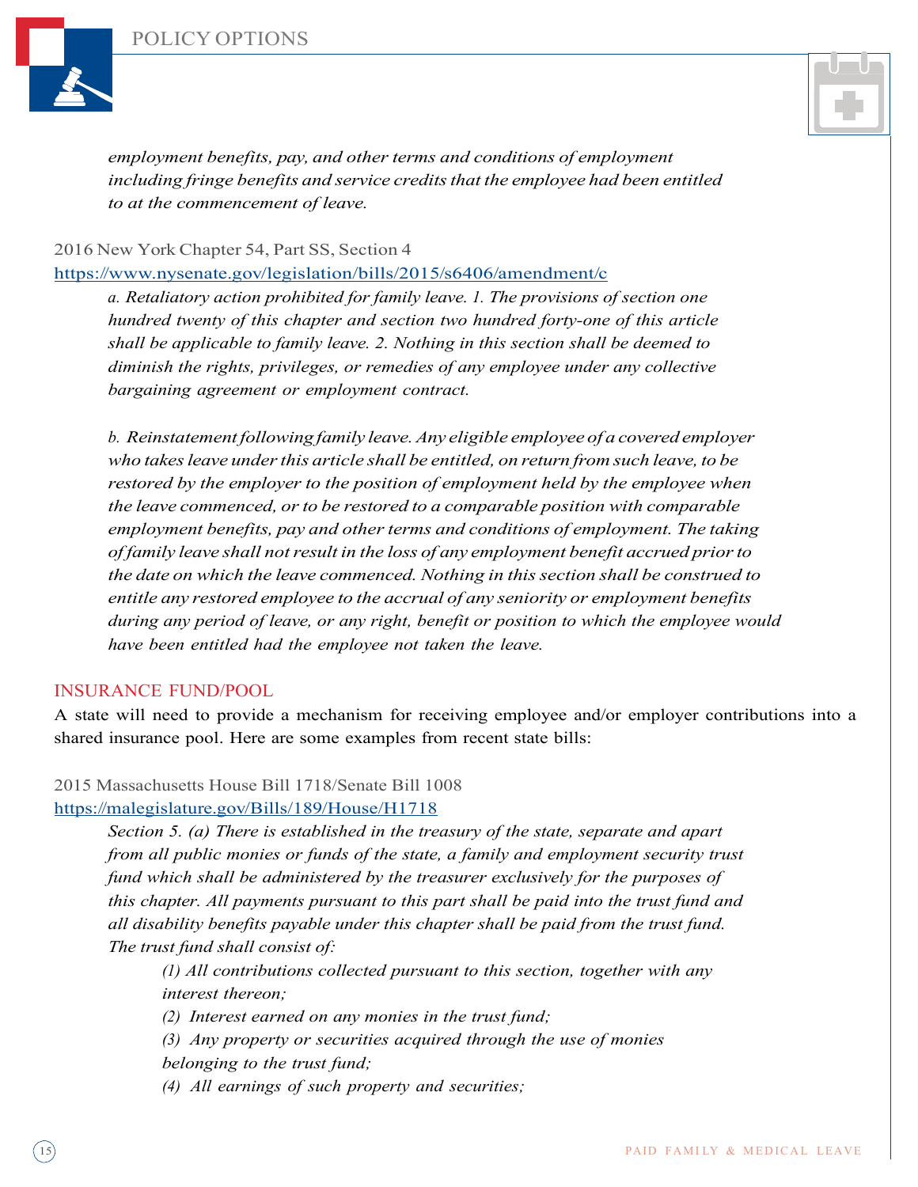*employment benefits, pay, and other terms and conditions of employment including fringe benefits and service credits that the employee had been entitled to at the commencement of leave.*

2016 New York Chapter 54, Part SS, Section 4
https://www.nysenate.gov/legislation/bills/2015/s6406/amendment/c

> *a. Retaliatory action prohibited for family leave. 1. The provisions of section one hundred twenty of this chapter and section two hundred forty-one of this article shall be applicable to family leave. 2. Nothing in this section shall be deemed to diminish the rights, privileges, or remedies of any employee under any collective bargaining agreement or employment contract.*
>
> *b. Reinstatement following family leave. Any eligible employee of a covered employer who takes leave under this article shall be entitled, on return from such leave, to be restored by the employer to the position of employment held by the employee when the leave commenced, or to be restored to a comparable position with comparable employment benefits, pay and other terms and conditions of employment. The taking of family leave shall not result in the loss of any employment benefit accrued prior to the date on which the leave commenced. Nothing in this section shall be construed to entitle any restored employee to the accrual of any seniority or employment benefits during any period of leave, or any right, benefit or position to which the employee would have been entitled had the employee not taken the leave.*

## INSURANCE FUND/POOL

A state will need to provide a mechanism for receiving employee and/or employer contributions into a shared insurance pool. Here are some examples from recent state bills:

2015 Massachusetts House Bill 1718/Senate Bill 1008
https://malegislature.gov/Bills/189/House/H1718

> *Section 5. (a) There is established in the treasury of the state, separate and apart from all public monies or funds of the state, a family and employment security trust fund which shall be administered by the treasurer exclusively for the purposes of this chapter. All payments pursuant to this part shall be paid into the trust fund and all disability benefits payable under this chapter shall be paid from the trust fund. The trust fund shall consist of:*
>
> > *(1) All contributions collected pursuant to this section, together with any interest thereon;*
> >
> > *(2) Interest earned on any monies in the trust fund;*
> >
> > *(3) Any property or securities acquired through the use of monies belonging to the trust fund;*
> >
> > *(4) All earnings of such property and securities;*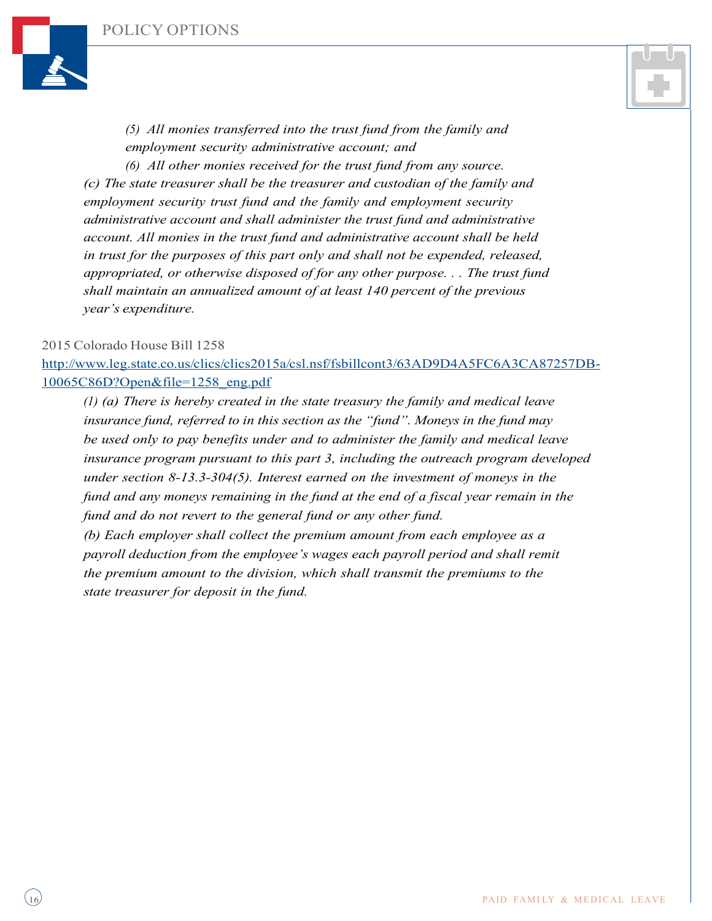*(5) All monies transferred into the trust fund from the family and employment security administrative account; and*

*(6) All other monies received for the trust fund from any source.*

*(c) The state treasurer shall be the treasurer and custodian of the family and employment security trust fund and the family and employment security administrative account and shall administer the trust fund and administrative account. All monies in the trust fund and administrative account shall be held in trust for the purposes of this part only and shall not be expended, released, appropriated, or otherwise disposed of for any other purpose. . . The trust fund shall maintain an annualized amount of at least 140 percent of the previous year's expenditure.*

2015 Colorado House Bill 1258

[http://www.leg.state.co.us/clics/clics2015a/csl.nsf/fsbillcont3/63AD9D4A5FC6A3CA87257DB10065C86D?Open&file=1258_eng.pdf](http://www.leg.state.co.us/clics/clics2015a/csl.nsf/fsbillcont3/63AD9D4A5FC6A3CA87257DB10065C86D?Open&file=1258_eng.pdf)

*(1) (a) There is hereby created in the state treasury the family and medical leave insurance fund, referred to in this section as the "fund". Moneys in the fund may be used only to pay benefits under and to administer the family and medical leave insurance program pursuant to this part 3, including the outreach program developed under section 8-13.3-304(5). Interest earned on the investment of moneys in the fund and any moneys remaining in the fund at the end of a fiscal year remain in the fund and do not revert to the general fund or any other fund.*

*(b) Each employer shall collect the premium amount from each employee as a payroll deduction from the employee's wages each payroll period and shall remit the premium amount to the division, which shall transmit the premiums to the state treasurer for deposit in the fund.*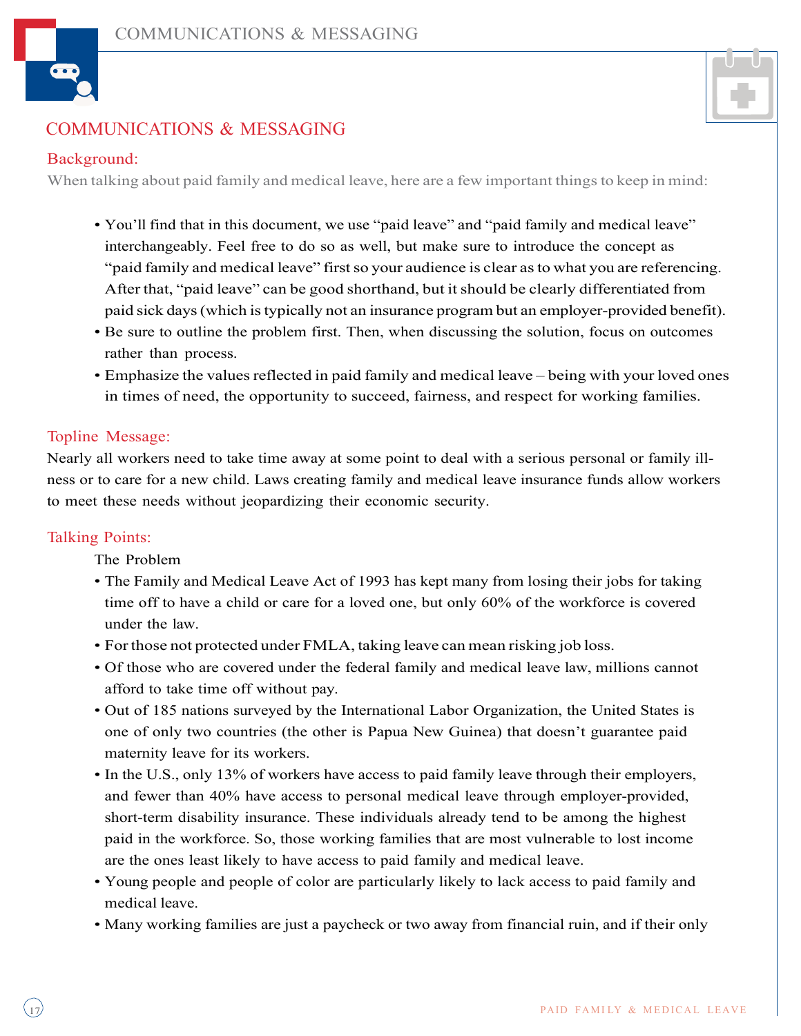## COMMUNICATIONS & MESSAGING

### Background:

When talking about paid family and medical leave, here are a few important things to keep in mind:

- You'll find that in this document, we use "paid leave" and "paid family and medical leave" interchangeably. Feel free to do so as well, but make sure to introduce the concept as "paid family and medical leave" first so your audience is clear as to what you are referencing. After that, "paid leave" can be good shorthand, but it should be clearly differentiated from paid sick days (which is typically not an insurance program but an employer-provided benefit).
- Be sure to outline the problem first. Then, when discussing the solution, focus on outcomes rather than process.
- Emphasize the values reflected in paid family and medical leave – being with your loved ones in times of need, the opportunity to succeed, fairness, and respect for working families.

### Topline Message:

Nearly all workers need to take time away at some point to deal with a serious personal or family illness or to care for a new child. Laws creating family and medical leave insurance funds allow workers to meet these needs without jeopardizing their economic security.

### Talking Points:

The Problem

- The Family and Medical Leave Act of 1993 has kept many from losing their jobs for taking time off to have a child or care for a loved one, but only 60% of the workforce is covered under the law.
- For those not protected under FMLA, taking leave can mean risking job loss.
- Of those who are covered under the federal family and medical leave law, millions cannot afford to take time off without pay.
- Out of 185 nations surveyed by the International Labor Organization, the United States is one of only two countries (the other is Papua New Guinea) that doesn't guarantee paid maternity leave for its workers.
- In the U.S., only 13% of workers have access to paid family leave through their employers, and fewer than 40% have access to personal medical leave through employer-provided, short-term disability insurance. These individuals already tend to be among the highest paid in the workforce. So, those working families that are most vulnerable to lost income are the ones least likely to have access to paid family and medical leave.
- Young people and people of color are particularly likely to lack access to paid family and medical leave.
- Many working families are just a paycheck or two away from financial ruin, and if their only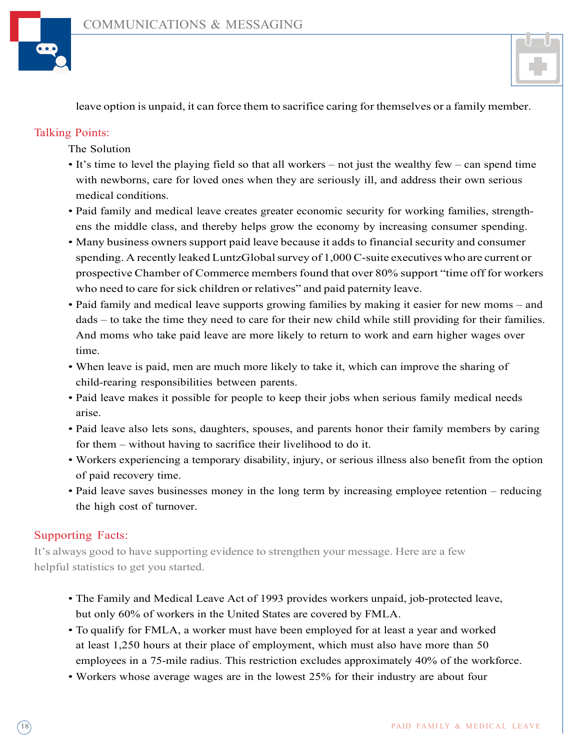leave option is unpaid, it can force them to sacrifice caring for themselves or a family member.

## Talking Points:

The Solution

- It's time to level the playing field so that all workers – not just the wealthy few – can spend time with newborns, care for loved ones when they are seriously ill, and address their own serious medical conditions.
- Paid family and medical leave creates greater economic security for working families, strengthens the middle class, and thereby helps grow the economy by increasing consumer spending.
- Many business owners support paid leave because it adds to financial security and consumer spending. A recently leaked LuntzGlobal survey of 1,000 C-suite executives who are current or prospective Chamber of Commerce members found that over 80% support "time off for workers who need to care for sick children or relatives" and paid paternity leave.
- Paid family and medical leave supports growing families by making it easier for new moms – and dads – to take the time they need to care for their new child while still providing for their families. And moms who take paid leave are more likely to return to work and earn higher wages over time.
- When leave is paid, men are much more likely to take it, which can improve the sharing of child-rearing responsibilities between parents.
- Paid leave makes it possible for people to keep their jobs when serious family medical needs arise.
- Paid leave also lets sons, daughters, spouses, and parents honor their family members by caring for them – without having to sacrifice their livelihood to do it.
- Workers experiencing a temporary disability, injury, or serious illness also benefit from the option of paid recovery time.
- Paid leave saves businesses money in the long term by increasing employee retention – reducing the high cost of turnover.

## Supporting Facts:

It's always good to have supporting evidence to strengthen your message. Here are a few helpful statistics to get you started.

- The Family and Medical Leave Act of 1993 provides workers unpaid, job-protected leave, but only 60% of workers in the United States are covered by FMLA.
- To qualify for FMLA, a worker must have been employed for at least a year and worked at least 1,250 hours at their place of employment, which must also have more than 50 employees in a 75-mile radius. This restriction excludes approximately 40% of the workforce.
- Workers whose average wages are in the lowest 25% for their industry are about four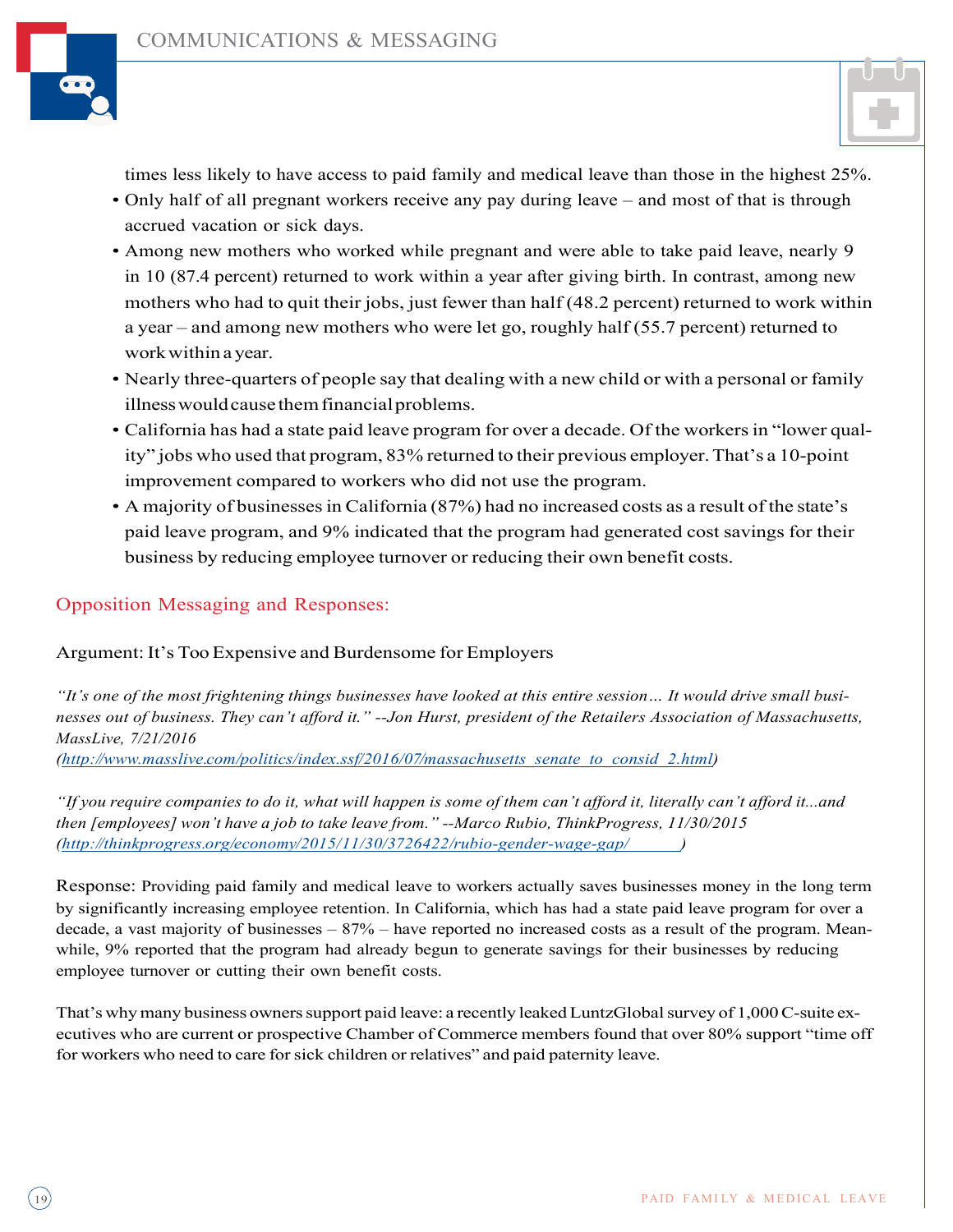times less likely to have access to paid family and medical leave than those in the highest 25%.

- Only half of all pregnant workers receive any pay during leave – and most of that is through accrued vacation or sick days.
- Among new mothers who worked while pregnant and were able to take paid leave, nearly 9 in 10 (87.4 percent) returned to work within a year after giving birth. In contrast, among new mothers who had to quit their jobs, just fewer than half (48.2 percent) returned to work within a year – and among new mothers who were let go, roughly half (55.7 percent) returned to work within a year.
- Nearly three-quarters of people say that dealing with a new child or with a personal or family illness would cause them financial problems.
- California has had a state paid leave program for over a decade. Of the workers in "lower quality" jobs who used that program, 83% returned to their previous employer. That's a 10-point improvement compared to workers who did not use the program.
- A majority of businesses in California (87%) had no increased costs as a result of the state's paid leave program, and 9% indicated that the program had generated cost savings for their business by reducing employee turnover or reducing their own benefit costs.

## Opposition Messaging and Responses:

### Argument: It's Too Expensive and Burdensome for Employers

*"It's one of the most frightening things businesses have looked at this entire session… It would drive small businesses out of business. They can't afford it." --Jon Hurst, president of the Retailers Association of Massachusetts, MassLive, 7/21/2016 (http://www.masslive.com/politics/index.ssf/2016/07/massachusetts_senate_to_consid_2.html)*

*"If you require companies to do it, what will happen is some of them can't afford it, literally can't afford it...and then [employees] won't have a job to take leave from." --Marco Rubio, ThinkProgress, 11/30/2015 (http://thinkprogress.org/economy/2015/11/30/3726422/rubio-gender-wage-gap/)*

Response: Providing paid family and medical leave to workers actually saves businesses money in the long term by significantly increasing employee retention. In California, which has had a state paid leave program for over a decade, a vast majority of businesses – 87% – have reported no increased costs as a result of the program. Meanwhile, 9% reported that the program had already begun to generate savings for their businesses by reducing employee turnover or cutting their own benefit costs.

That's why many business owners support paid leave: a recently leaked LuntzGlobal survey of 1,000 C-suite executives who are current or prospective Chamber of Commerce members found that over 80% support "time off for workers who need to care for sick children or relatives" and paid paternity leave.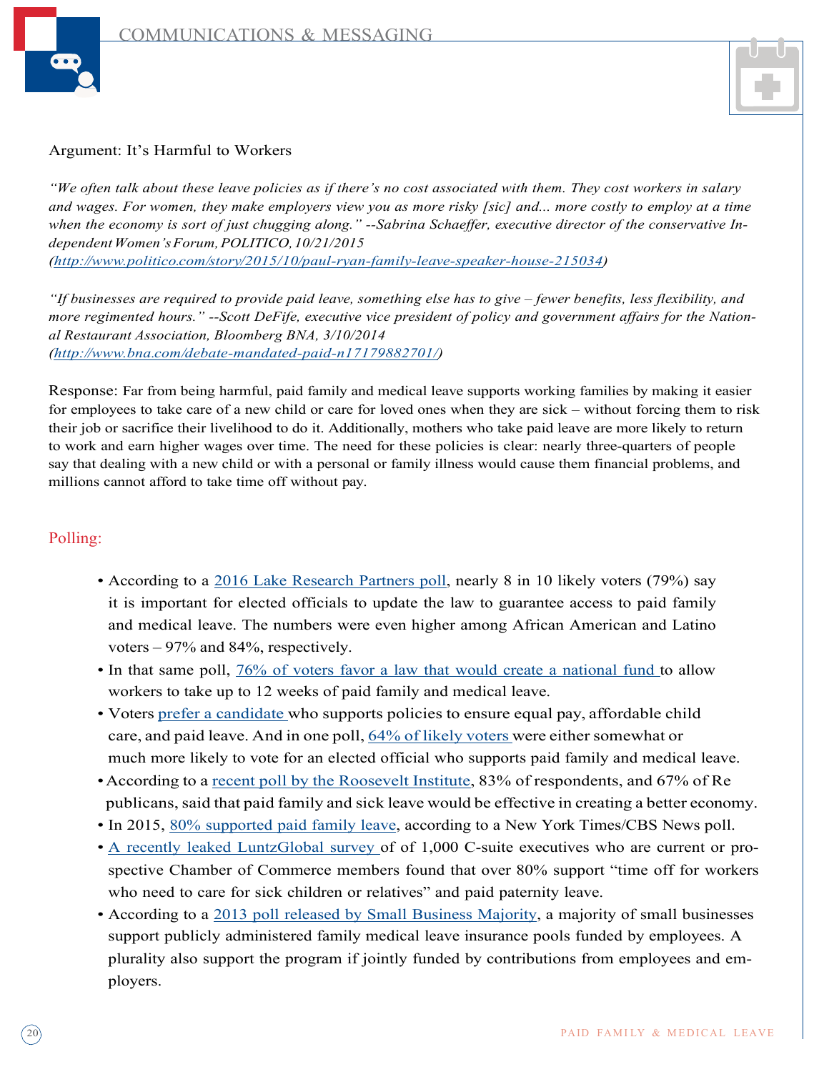Argument: It's Harmful to Workers

*"We often talk about these leave policies as if there's no cost associated with them. They cost workers in salary and wages. For women, they make employers view you as more risky [sic] and... more costly to employ at a time when the economy is sort of just chugging along." --Sabrina Schaeffer, executive director of the conservative Independent Women's Forum, POLITICO, 10/21/2015 (http://www.politico.com/story/2015/10/paul-ryan-family-leave-speaker-house-215034)*

*"If businesses are required to provide paid leave, something else has to give – fewer benefits, less flexibility, and more regimented hours." --Scott DeFife, executive vice president of policy and government affairs for the National Restaurant Association, Bloomberg BNA, 3/10/2014 (http://www.bna.com/debate-mandated-paid-n17179882701/)*

Response: Far from being harmful, paid family and medical leave supports working families by making it easier for employees to take care of a new child or care for loved ones when they are sick – without forcing them to risk their job or sacrifice their livelihood to do it. Additionally, mothers who take paid leave are more likely to return to work and earn higher wages over time. The need for these policies is clear: nearly three-quarters of people say that dealing with a new child or with a personal or family illness would cause them financial problems, and millions cannot afford to take time off without pay.

## Polling:

- According to a 2016 Lake Research Partners poll, nearly 8 in 10 likely voters (79%) say it is important for elected officials to update the law to guarantee access to paid family and medical leave. The numbers were even higher among African American and Latino voters – 97% and 84%, respectively.
- In that same poll, 76% of voters favor a law that would create a national fund to allow workers to take up to 12 weeks of paid family and medical leave.
- Voters prefer a candidate who supports policies to ensure equal pay, affordable child care, and paid leave. And in one poll, 64% of likely voters were either somewhat or much more likely to vote for an elected official who supports paid family and medical leave.
- According to a recent poll by the Roosevelt Institute, 83% of respondents, and 67% of Republicans, said that paid family and sick leave would be effective in creating a better economy.
- In 2015, 80% supported paid family leave, according to a New York Times/CBS News poll.
- A recently leaked LuntzGlobal survey of of 1,000 C-suite executives who are current or prospective Chamber of Commerce members found that over 80% support "time off for workers who need to care for sick children or relatives" and paid paternity leave.
- According to a 2013 poll released by Small Business Majority, a majority of small businesses support publicly administered family medical leave insurance pools funded by employees. A plurality also support the program if jointly funded by contributions from employees and employers.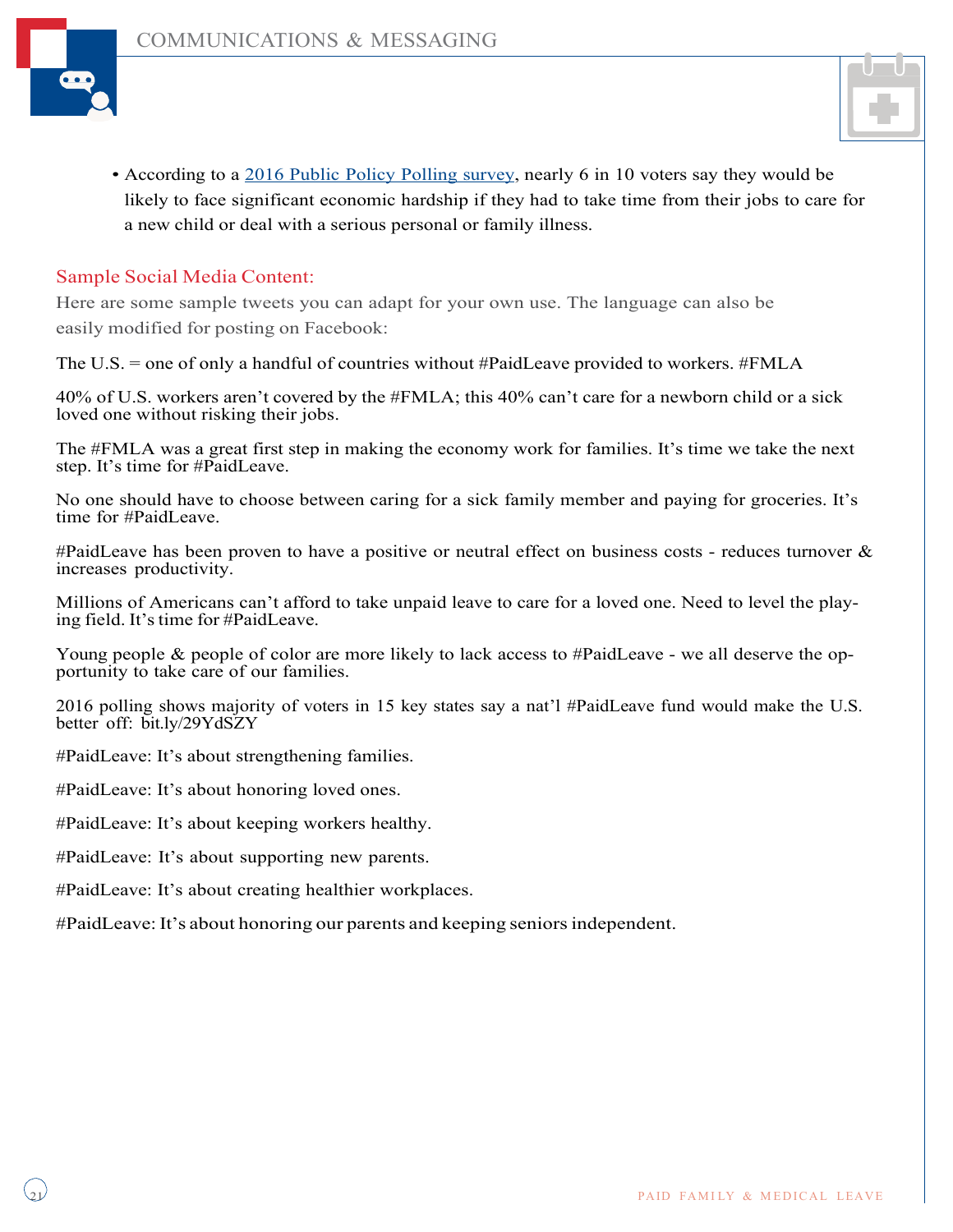- According to a [2016 Public Policy Polling survey](), nearly 6 in 10 voters say they would be likely to face significant economic hardship if they had to take time from their jobs to care for a new child or deal with a serious personal or family illness.

## Sample Social Media Content:

Here are some sample tweets you can adapt for your own use. The language can also be easily modified for posting on Facebook:

The U.S. = one of only a handful of countries without #PaidLeave provided to workers. #FMLA

40% of U.S. workers aren't covered by the #FMLA; this 40% can't care for a newborn child or a sick loved one without risking their jobs.

The #FMLA was a great first step in making the economy work for families. It's time we take the next step. It's time for #PaidLeave.

No one should have to choose between caring for a sick family member and paying for groceries. It's time for #PaidLeave.

#PaidLeave has been proven to have a positive or neutral effect on business costs - reduces turnover & increases productivity.

Millions of Americans can't afford to take unpaid leave to care for a loved one. Need to level the playing field. It's time for #PaidLeave.

Young people & people of color are more likely to lack access to #PaidLeave - we all deserve the opportunity to take care of our families.

2016 polling shows majority of voters in 15 key states say a nat'l #PaidLeave fund would make the U.S. better off: bit.ly/29YdSZY

#PaidLeave: It's about strengthening families.

#PaidLeave: It's about honoring loved ones.

#PaidLeave: It's about keeping workers healthy.

#PaidLeave: It's about supporting new parents.

#PaidLeave: It's about creating healthier workplaces.

#PaidLeave: It's about honoring our parents and keeping seniors independent.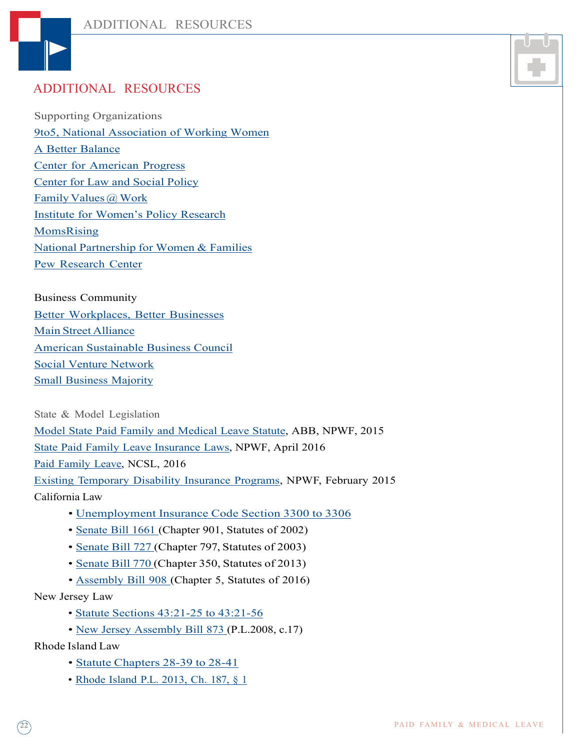# ADDITIONAL RESOURCES

Supporting Organizations

9to5, National Association of Working Women

A Better Balance

Center for American Progress

Center for Law and Social Policy

Family Values @ Work

Institute for Women's Policy Research

MomsRising

National Partnership for Women & Families

Pew Research Center

Business Community

Better Workplaces, Better Businesses

Main Street Alliance

American Sustainable Business Council

Social Venture Network

Small Business Majority

State & Model Legislation

Model State Paid Family and Medical Leave Statute, ABB, NPWF, 2015

State Paid Family Leave Insurance Laws, NPWF, April 2016

Paid Family Leave, NCSL, 2016

Existing Temporary Disability Insurance Programs, NPWF, February 2015

California Law

- Unemployment Insurance Code Section 3300 to 3306
- Senate Bill 1661 (Chapter 901, Statutes of 2002)
- Senate Bill 727 (Chapter 797, Statutes of 2003)
- Senate Bill 770 (Chapter 350, Statutes of 2013)
- Assembly Bill 908 (Chapter 5, Statutes of 2016)

New Jersey Law

- Statute Sections 43:21-25 to 43:21-56
- New Jersey Assembly Bill 873 (P.L.2008, c.17)

Rhode Island Law

- Statute Chapters 28-39 to 28-41
- Rhode Island P.L. 2013, Ch. 187, § 1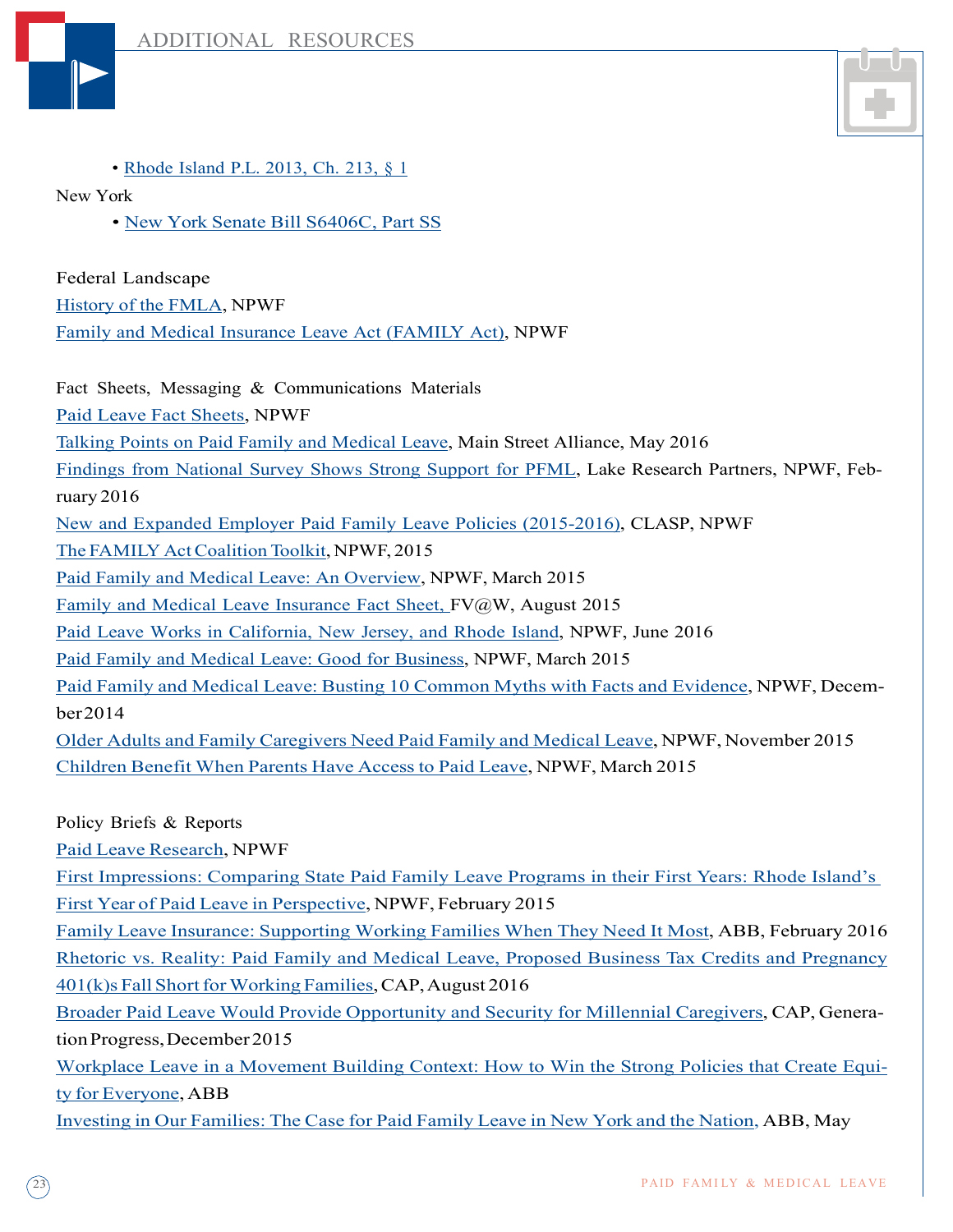- Rhode Island P.L. 2013, Ch. 213, § 1

New York

- New York Senate Bill S6406C, Part SS

Federal Landscape

History of the FMLA, NPWF

Family and Medical Insurance Leave Act (FAMILY Act), NPWF

Fact Sheets, Messaging & Communications Materials

Paid Leave Fact Sheets, NPWF

Talking Points on Paid Family and Medical Leave, Main Street Alliance, May 2016

Findings from National Survey Shows Strong Support for PFML, Lake Research Partners, NPWF, February 2016

New and Expanded Employer Paid Family Leave Policies (2015-2016), CLASP, NPWF

The FAMILY Act Coalition Toolkit, NPWF, 2015

Paid Family and Medical Leave: An Overview, NPWF, March 2015

Family and Medical Leave Insurance Fact Sheet, FV@W, August 2015

Paid Leave Works in California, New Jersey, and Rhode Island, NPWF, June 2016

Paid Family and Medical Leave: Good for Business, NPWF, March 2015

Paid Family and Medical Leave: Busting 10 Common Myths with Facts and Evidence, NPWF, December 2014

Older Adults and Family Caregivers Need Paid Family and Medical Leave, NPWF, November 2015

Children Benefit When Parents Have Access to Paid Leave, NPWF, March 2015

Policy Briefs & Reports

Paid Leave Research, NPWF

First Impressions: Comparing State Paid Family Leave Programs in their First Years: Rhode Island's First Year of Paid Leave in Perspective, NPWF, February 2015

Family Leave Insurance: Supporting Working Families When They Need It Most, ABB, February 2016

Rhetoric vs. Reality: Paid Family and Medical Leave, Proposed Business Tax Credits and Pregnancy 401(k)s Fall Short for Working Families, CAP, August 2016

Broader Paid Leave Would Provide Opportunity and Security for Millennial Caregivers, CAP, Generation Progress, December 2015

Workplace Leave in a Movement Building Context: How to Win the Strong Policies that Create Equity for Everyone, ABB

Investing in Our Families: The Case for Paid Family Leave in New York and the Nation, ABB, May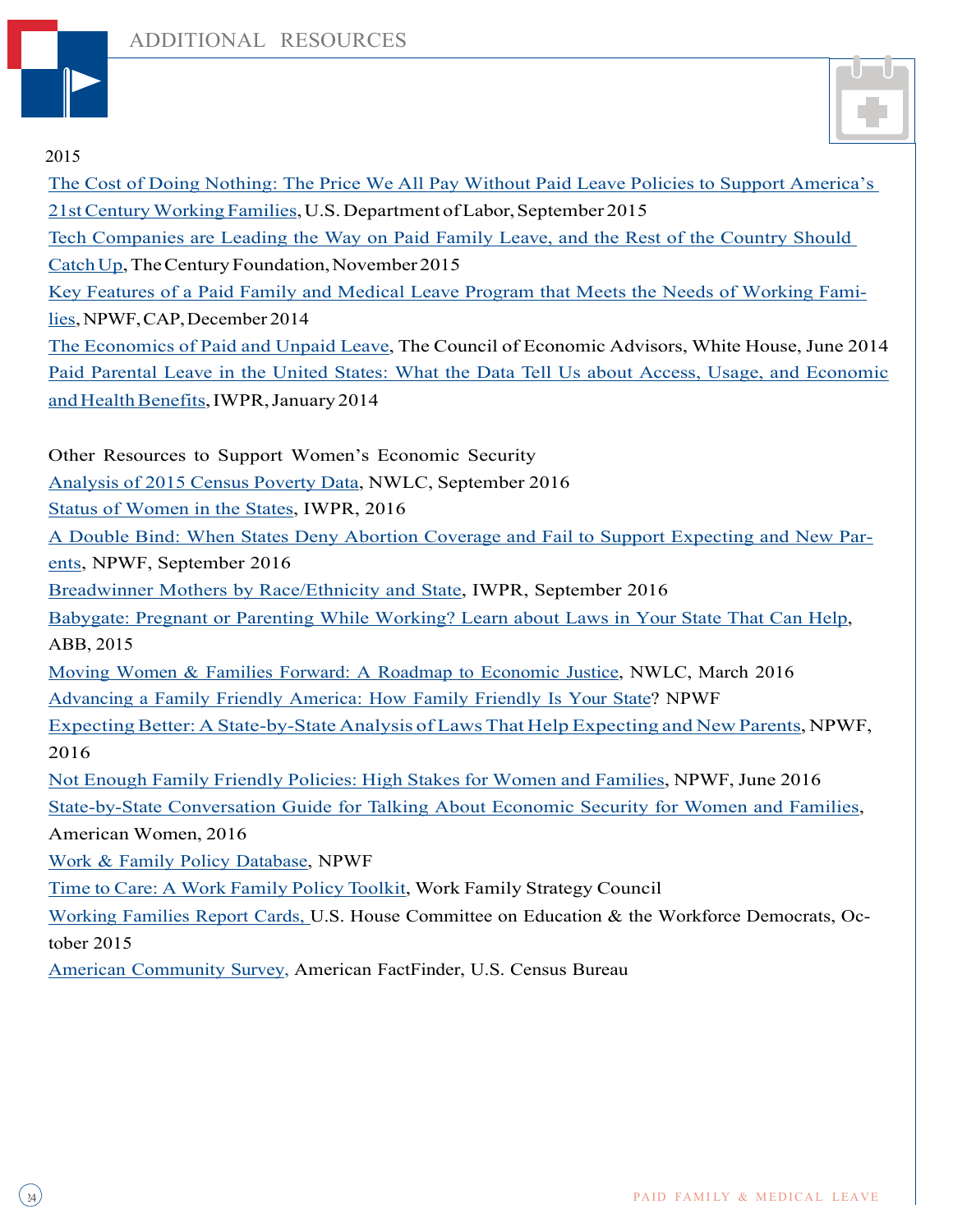# ADDITIONAL RESOURCES

2015

The Cost of Doing Nothing: The Price We All Pay Without Paid Leave Policies to Support America's 21st Century Working Families, U.S. Department of Labor, September 2015

Tech Companies are Leading the Way on Paid Family Leave, and the Rest of the Country Should Catch Up, The Century Foundation, November 2015

Key Features of a Paid Family and Medical Leave Program that Meets the Needs of Working Families, NPWF, CAP, December 2014

The Economics of Paid and Unpaid Leave, The Council of Economic Advisors, White House, June 2014

Paid Parental Leave in the United States: What the Data Tell Us about Access, Usage, and Economic and Health Benefits, IWPR, January 2014

Other Resources to Support Women's Economic Security

Analysis of 2015 Census Poverty Data, NWLC, September 2016

Status of Women in the States, IWPR, 2016

A Double Bind: When States Deny Abortion Coverage and Fail to Support Expecting and New Parents, NPWF, September 2016

Breadwinner Mothers by Race/Ethnicity and State, IWPR, September 2016

Babygate: Pregnant or Parenting While Working? Learn about Laws in Your State That Can Help, ABB, 2015

Moving Women & Families Forward: A Roadmap to Economic Justice, NWLC, March 2016

Advancing a Family Friendly America: How Family Friendly Is Your State? NPWF

Expecting Better: A State-by-State Analysis of Laws That Help Expecting and New Parents, NPWF, 2016

Not Enough Family Friendly Policies: High Stakes for Women and Families, NPWF, June 2016

State-by-State Conversation Guide for Talking About Economic Security for Women and Families, American Women, 2016

Work & Family Policy Database, NPWF

Time to Care: A Work Family Policy Toolkit, Work Family Strategy Council

Working Families Report Cards, U.S. House Committee on Education & the Workforce Democrats, October 2015

American Community Survey, American FactFinder, U.S. Census Bureau